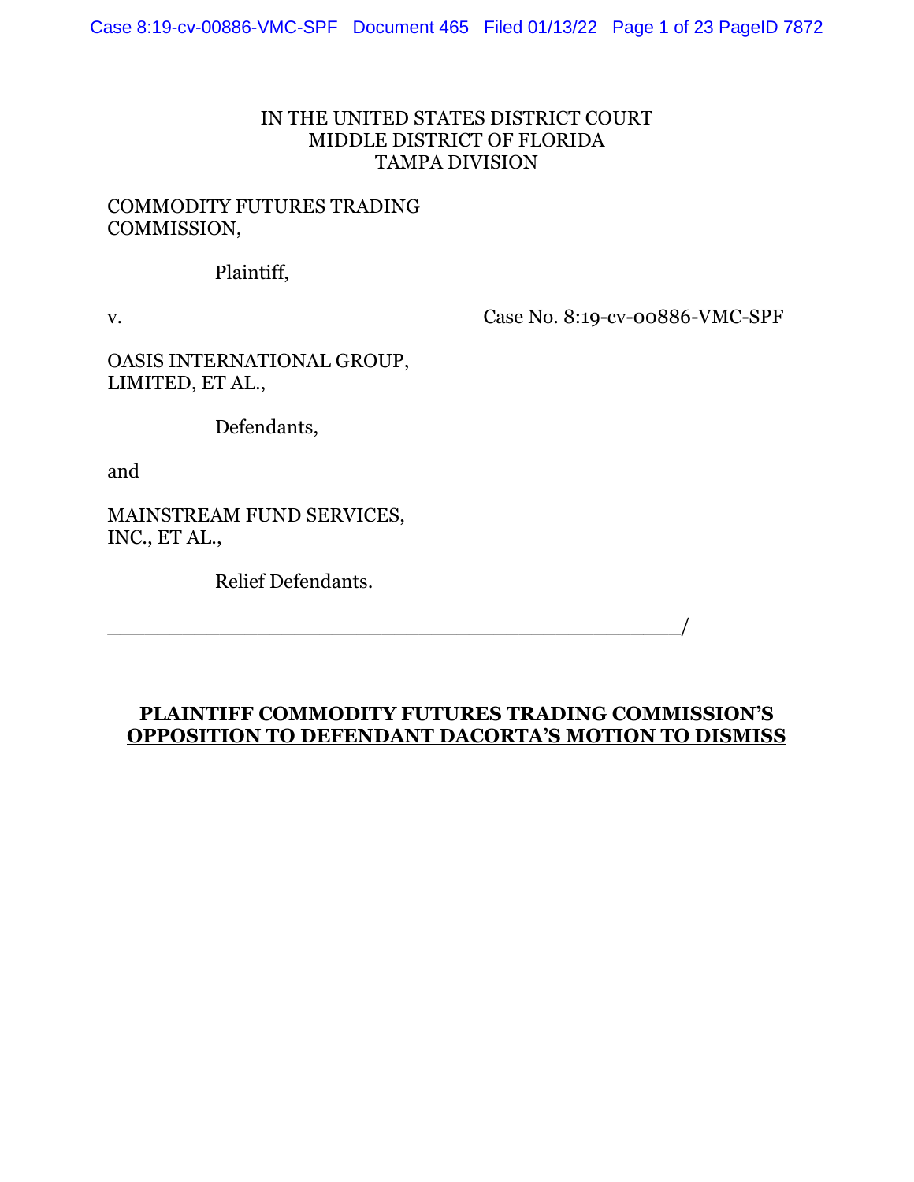IN THE UNITED STATES DISTRICT COURT
MIDDLE DISTRICT OF FLORIDA
TAMPA DIVISION

COMMODITY FUTURES TRADING COMMISSION,

Plaintiff,

v.

Case No. 8:19-cv-00886-VMC-SPF

OASIS INTERNATIONAL GROUP, LIMITED, ET AL.,

Defendants,

and

MAINSTREAM FUND SERVICES, INC., ET AL.,

Relief Defendants.

_______________________________________________/

**PLAINTIFF COMMODITY FUTURES TRADING COMMISSION'S OPPOSITION TO DEFENDANT DACORTA'S MOTION TO DISMISS**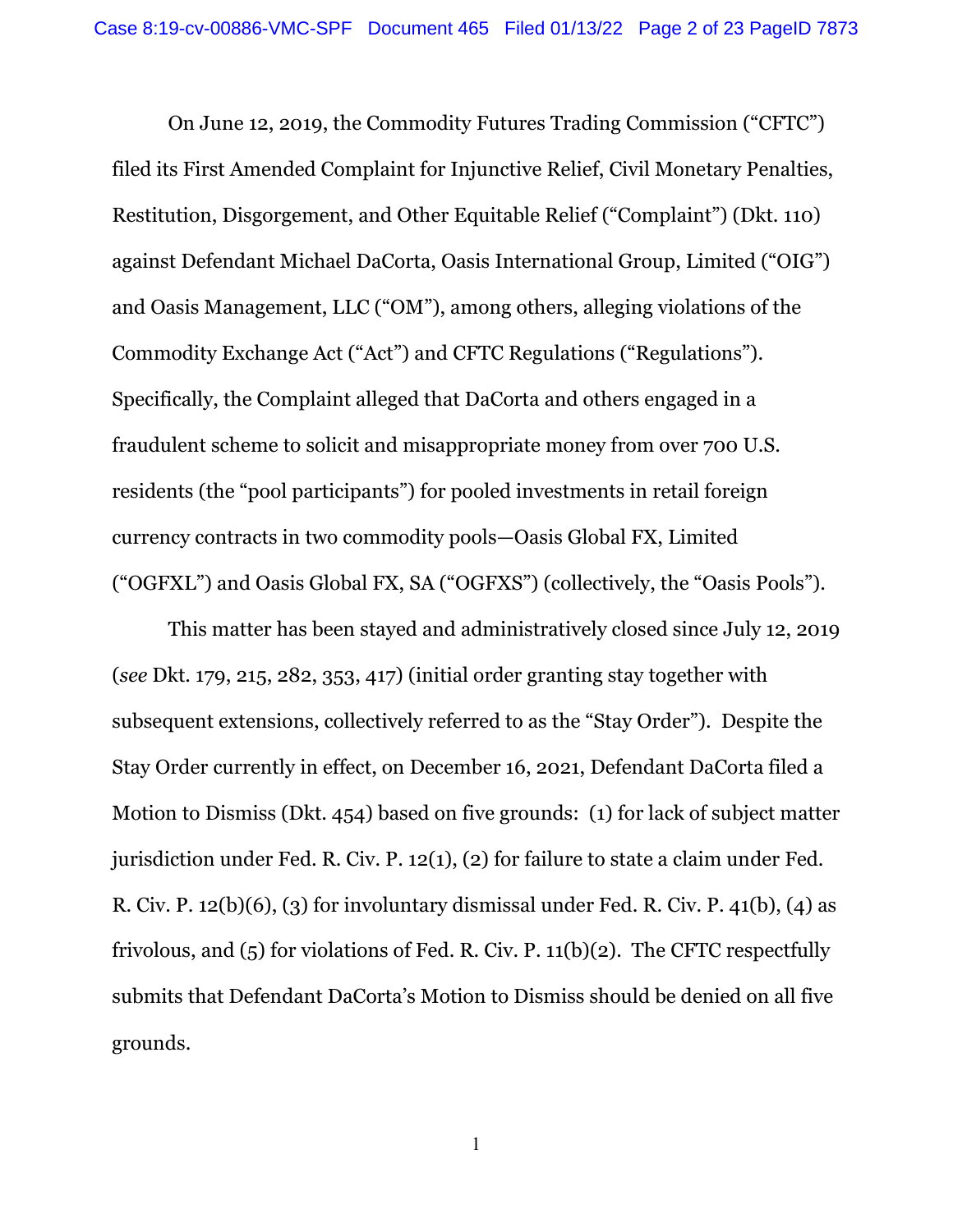On June 12, 2019, the Commodity Futures Trading Commission ("CFTC") filed its First Amended Complaint for Injunctive Relief, Civil Monetary Penalties, Restitution, Disgorgement, and Other Equitable Relief ("Complaint") (Dkt. 110) against Defendant Michael DaCorta, Oasis International Group, Limited ("OIG") and Oasis Management, LLC ("OM"), among others, alleging violations of the Commodity Exchange Act ("Act") and CFTC Regulations ("Regulations"). Specifically, the Complaint alleged that DaCorta and others engaged in a fraudulent scheme to solicit and misappropriate money from over 700 U.S. residents (the "pool participants") for pooled investments in retail foreign currency contracts in two commodity pools—Oasis Global FX, Limited ("OGFXL") and Oasis Global FX, SA ("OGFXS") (collectively, the "Oasis Pools").

This matter has been stayed and administratively closed since July 12, 2019 (*see* Dkt. 179, 215, 282, 353, 417) (initial order granting stay together with subsequent extensions, collectively referred to as the "Stay Order"). Despite the Stay Order currently in effect, on December 16, 2021, Defendant DaCorta filed a Motion to Dismiss (Dkt. 454) based on five grounds: (1) for lack of subject matter jurisdiction under Fed. R. Civ. P. 12(1), (2) for failure to state a claim under Fed. R. Civ. P. 12(b)(6), (3) for involuntary dismissal under Fed. R. Civ. P. 41(b), (4) as frivolous, and (5) for violations of Fed. R. Civ. P. 11(b)(2). The CFTC respectfully submits that Defendant DaCorta's Motion to Dismiss should be denied on all five grounds.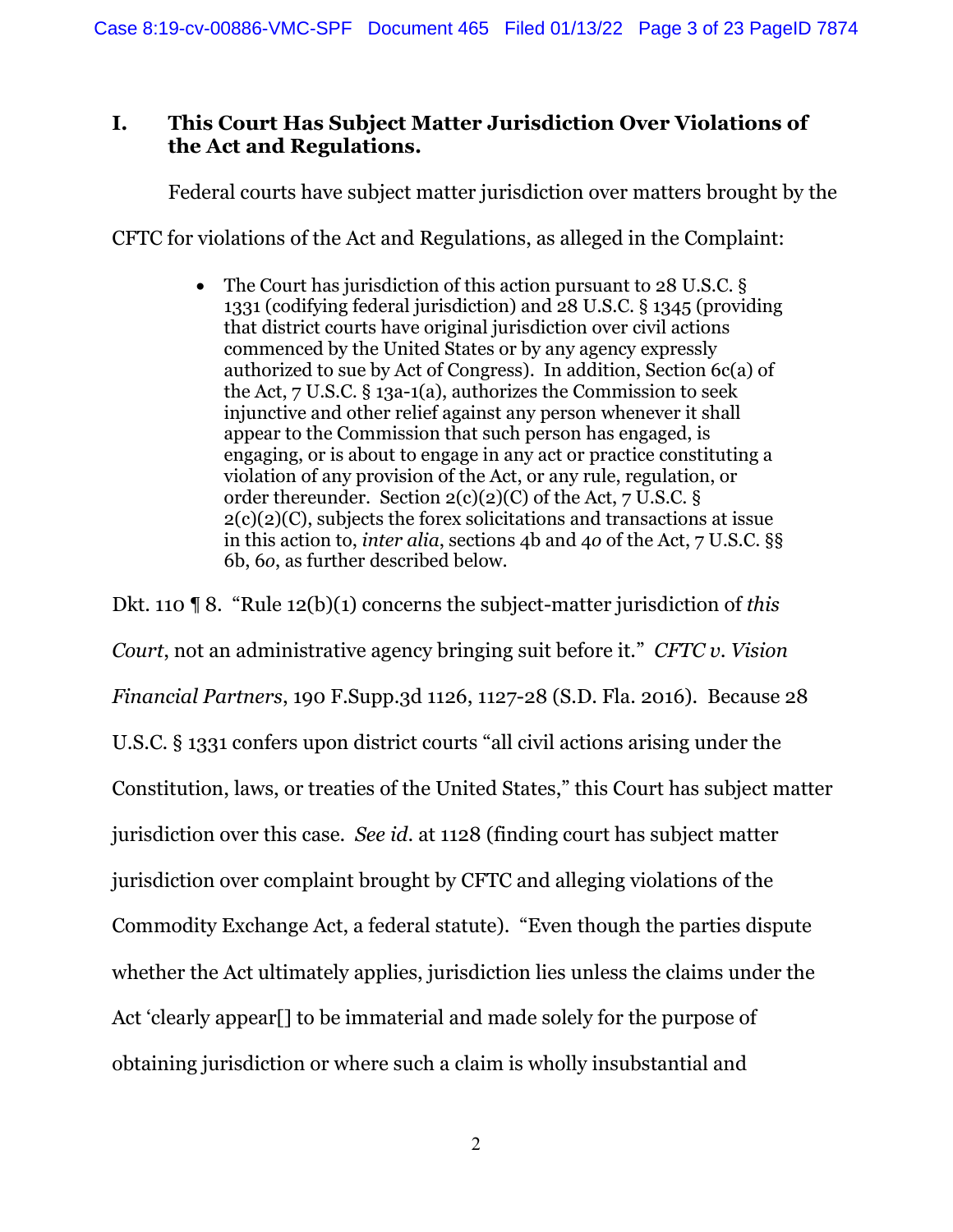## I. This Court Has Subject Matter Jurisdiction Over Violations of the Act and Regulations.

Federal courts have subject matter jurisdiction over matters brought by the CFTC for violations of the Act and Regulations, as alleged in the Complaint:

- The Court has jurisdiction of this action pursuant to 28 U.S.C. § 1331 (codifying federal jurisdiction) and 28 U.S.C. § 1345 (providing that district courts have original jurisdiction over civil actions commenced by the United States or by any agency expressly authorized to sue by Act of Congress). In addition, Section 6c(a) of the Act, 7 U.S.C. § 13a-1(a), authorizes the Commission to seek injunctive and other relief against any person whenever it shall appear to the Commission that such person has engaged, is engaging, or is about to engage in any act or practice constituting a violation of any provision of the Act, or any rule, regulation, or order thereunder. Section 2(c)(2)(C) of the Act, 7 U.S.C. § 2(c)(2)(C), subjects the forex solicitations and transactions at issue in this action to, *inter alia*, sections 4b and 4*o* of the Act, 7 U.S.C. §§ 6b, 6*o*, as further described below.

Dkt. 110 ¶ 8. "Rule 12(b)(1) concerns the subject-matter jurisdiction of *this Court*, not an administrative agency bringing suit before it." *CFTC v. Vision Financial Partners*, 190 F.Supp.3d 1126, 1127-28 (S.D. Fla. 2016). Because 28 U.S.C. § 1331 confers upon district courts "all civil actions arising under the Constitution, laws, or treaties of the United States," this Court has subject matter jurisdiction over this case. *See id.* at 1128 (finding court has subject matter jurisdiction over complaint brought by CFTC and alleging violations of the Commodity Exchange Act, a federal statute). "Even though the parties dispute whether the Act ultimately applies, jurisdiction lies unless the claims under the Act 'clearly appear[] to be immaterial and made solely for the purpose of obtaining jurisdiction or where such a claim is wholly insubstantial and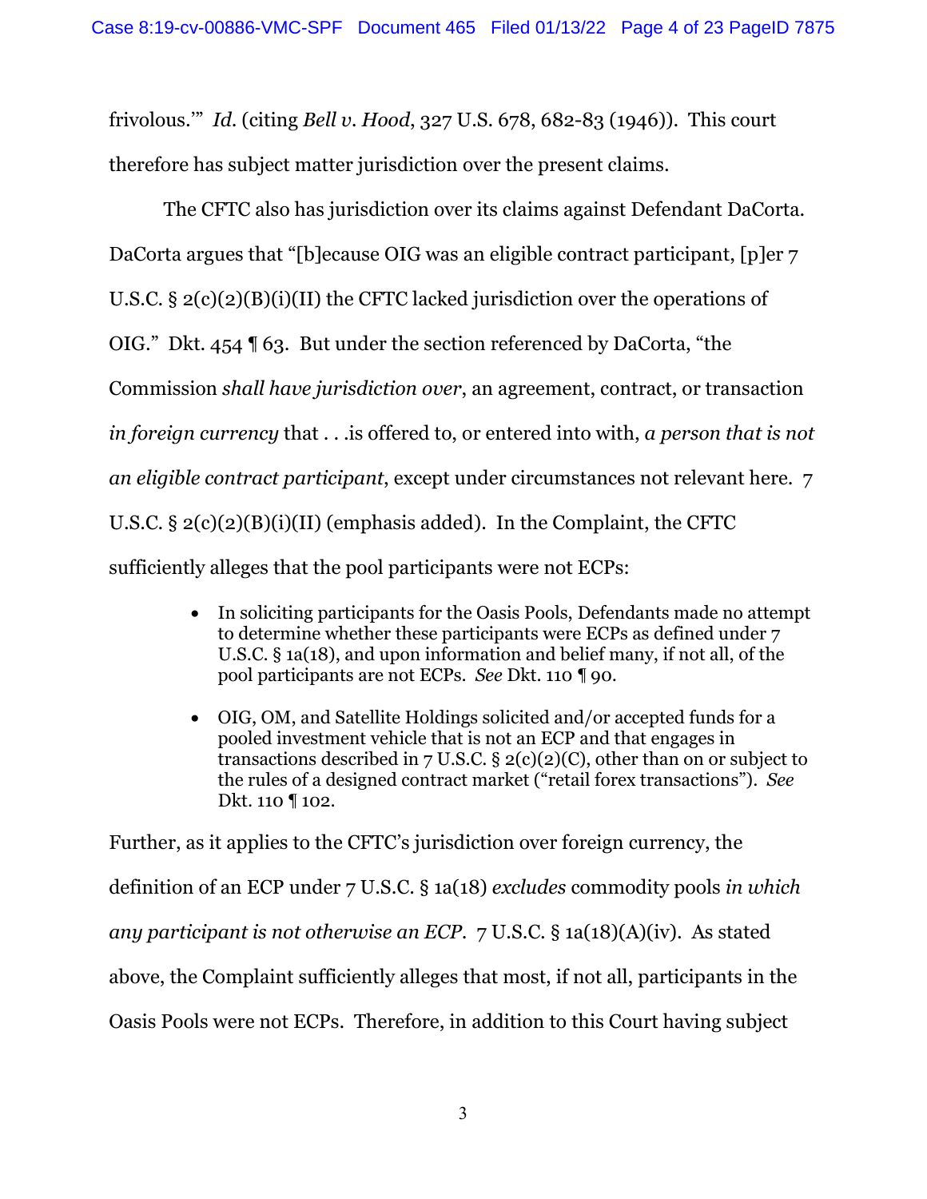frivolous.'" *Id.* (citing *Bell v. Hood*, 327 U.S. 678, 682-83 (1946)). This court therefore has subject matter jurisdiction over the present claims.

The CFTC also has jurisdiction over its claims against Defendant DaCorta. DaCorta argues that "[b]ecause OIG was an eligible contract participant, [p]er 7 U.S.C. § 2(c)(2)(B)(i)(II) the CFTC lacked jurisdiction over the operations of OIG." Dkt. 454 ¶ 63. But under the section referenced by DaCorta, "the Commission *shall have jurisdiction over*, an agreement, contract, or transaction *in foreign currency* that . . .is offered to, or entered into with, *a person that is not an eligible contract participant*, except under circumstances not relevant here. 7 U.S.C. § 2(c)(2)(B)(i)(II) (emphasis added). In the Complaint, the CFTC sufficiently alleges that the pool participants were not ECPs:

- In soliciting participants for the Oasis Pools, Defendants made no attempt to determine whether these participants were ECPs as defined under 7 U.S.C. § 1a(18), and upon information and belief many, if not all, of the pool participants are not ECPs. *See* Dkt. 110 ¶ 90.
- OIG, OM, and Satellite Holdings solicited and/or accepted funds for a pooled investment vehicle that is not an ECP and that engages in transactions described in 7 U.S.C. § 2(c)(2)(C), other than on or subject to the rules of a designed contract market ("retail forex transactions"). *See* Dkt. 110 ¶ 102.

Further, as it applies to the CFTC's jurisdiction over foreign currency, the definition of an ECP under 7 U.S.C. § 1a(18) *excludes* commodity pools *in which any participant is not otherwise an ECP*. 7 U.S.C. § 1a(18)(A)(iv). As stated above, the Complaint sufficiently alleges that most, if not all, participants in the Oasis Pools were not ECPs. Therefore, in addition to this Court having subject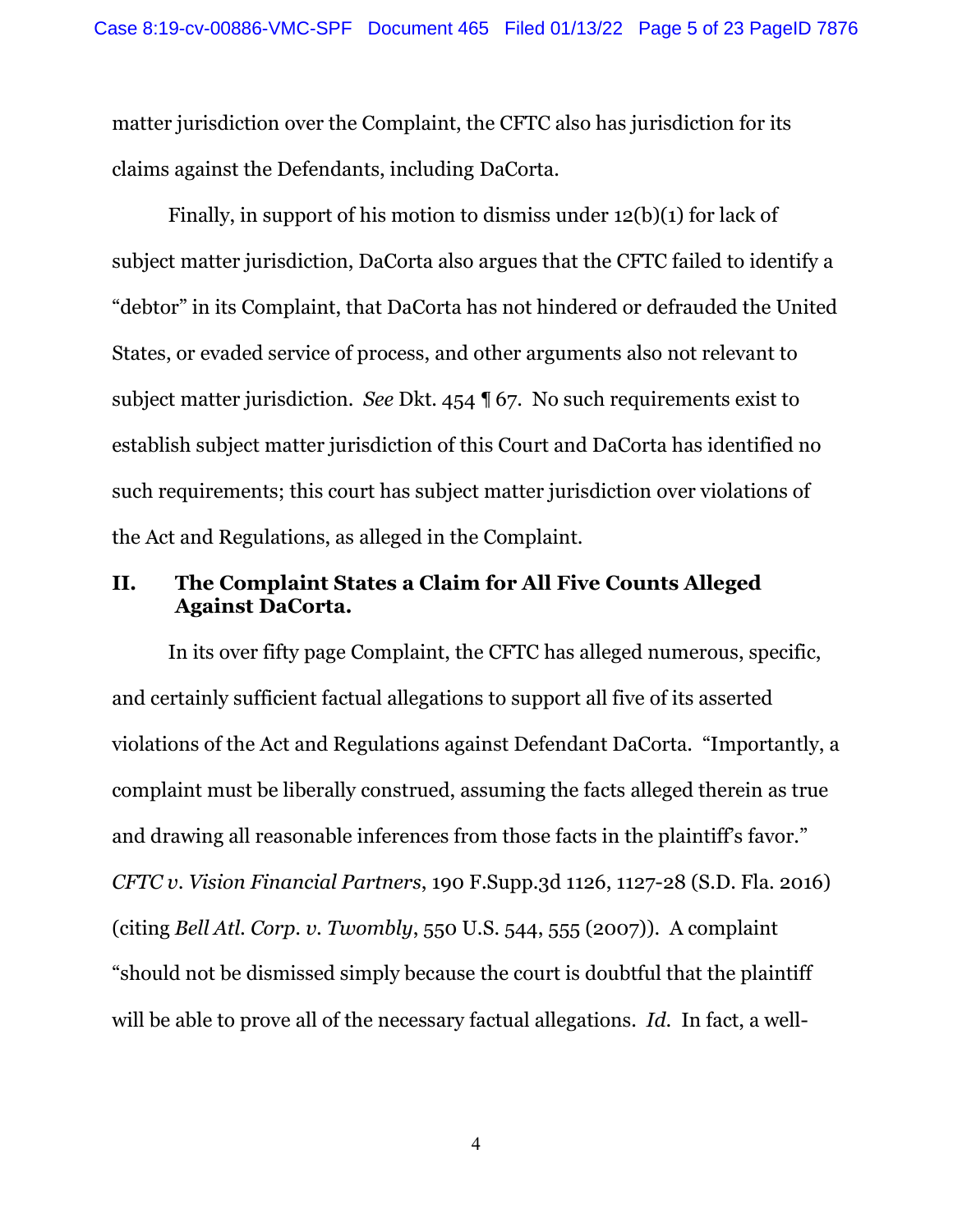matter jurisdiction over the Complaint, the CFTC also has jurisdiction for its claims against the Defendants, including DaCorta.

Finally, in support of his motion to dismiss under 12(b)(1) for lack of subject matter jurisdiction, DaCorta also argues that the CFTC failed to identify a "debtor" in its Complaint, that DaCorta has not hindered or defrauded the United States, or evaded service of process, and other arguments also not relevant to subject matter jurisdiction. *See* Dkt. 454 ¶ 67. No such requirements exist to establish subject matter jurisdiction of this Court and DaCorta has identified no such requirements; this court has subject matter jurisdiction over violations of the Act and Regulations, as alleged in the Complaint.

## II. The Complaint States a Claim for All Five Counts Alleged Against DaCorta.

In its over fifty page Complaint, the CFTC has alleged numerous, specific, and certainly sufficient factual allegations to support all five of its asserted violations of the Act and Regulations against Defendant DaCorta. "Importantly, a complaint must be liberally construed, assuming the facts alleged therein as true and drawing all reasonable inferences from those facts in the plaintiff's favor." *CFTC v. Vision Financial Partners*, 190 F.Supp.3d 1126, 1127-28 (S.D. Fla. 2016) (citing *Bell Atl. Corp. v. Twombly*, 550 U.S. 544, 555 (2007)). A complaint "should not be dismissed simply because the court is doubtful that the plaintiff will be able to prove all of the necessary factual allegations. *Id.* In fact, a well-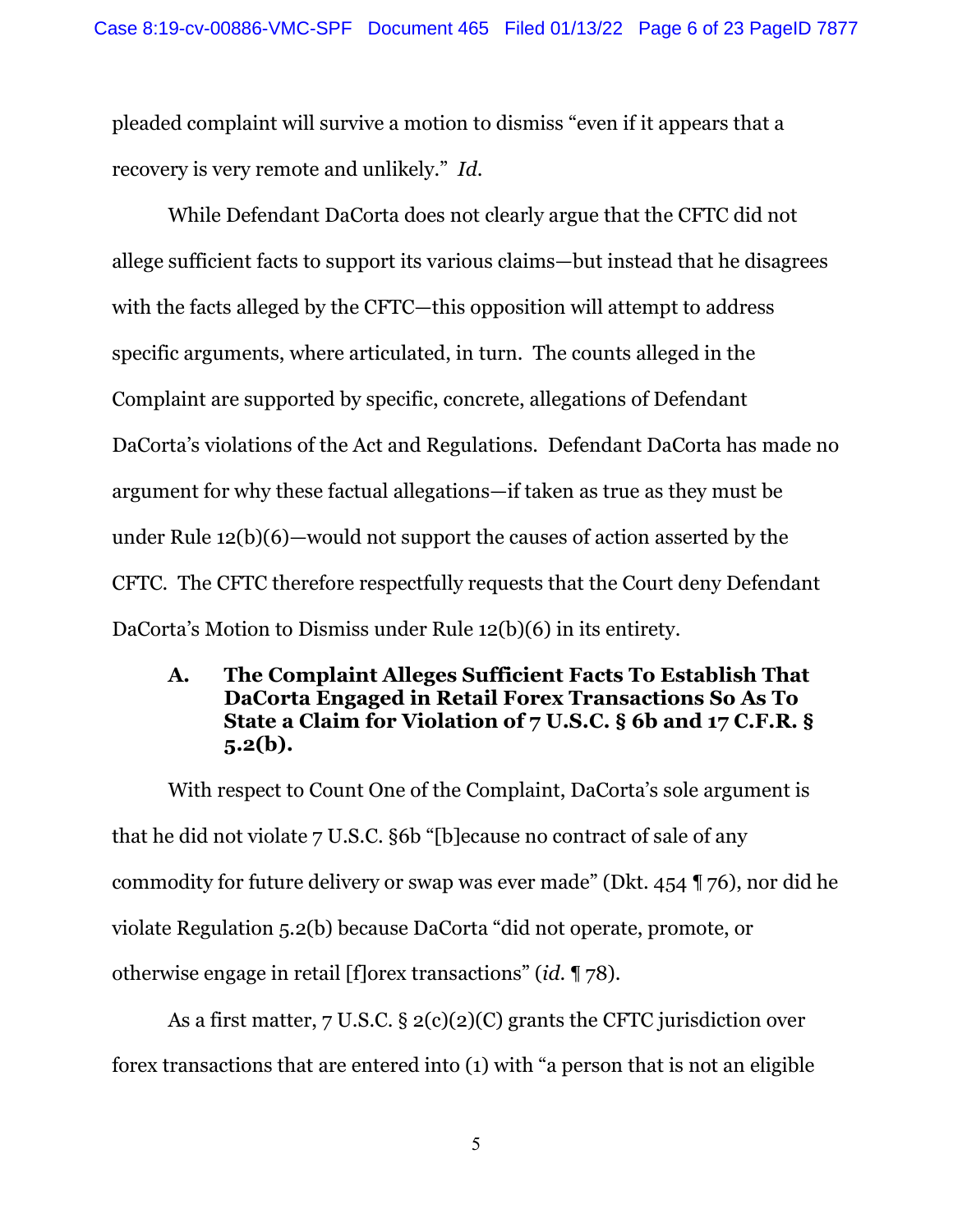pleaded complaint will survive a motion to dismiss "even if it appears that a recovery is very remote and unlikely." *Id.*

While Defendant DaCorta does not clearly argue that the CFTC did not allege sufficient facts to support its various claims—but instead that he disagrees with the facts alleged by the CFTC—this opposition will attempt to address specific arguments, where articulated, in turn. The counts alleged in the Complaint are supported by specific, concrete, allegations of Defendant DaCorta's violations of the Act and Regulations. Defendant DaCorta has made no argument for why these factual allegations—if taken as true as they must be under Rule 12(b)(6)—would not support the causes of action asserted by the CFTC. The CFTC therefore respectfully requests that the Court deny Defendant DaCorta's Motion to Dismiss under Rule 12(b)(6) in its entirety.

### A. The Complaint Alleges Sufficient Facts To Establish That DaCorta Engaged in Retail Forex Transactions So As To State a Claim for Violation of 7 U.S.C. § 6b and 17 C.F.R. § 5.2(b).

With respect to Count One of the Complaint, DaCorta's sole argument is that he did not violate 7 U.S.C. §6b "[b]ecause no contract of sale of any commodity for future delivery or swap was ever made" (Dkt. 454 ¶ 76), nor did he violate Regulation 5.2(b) because DaCorta "did not operate, promote, or otherwise engage in retail [f]orex transactions" (*id.* ¶ 78).

As a first matter, 7 U.S.C. § 2(c)(2)(C) grants the CFTC jurisdiction over forex transactions that are entered into (1) with "a person that is not an eligible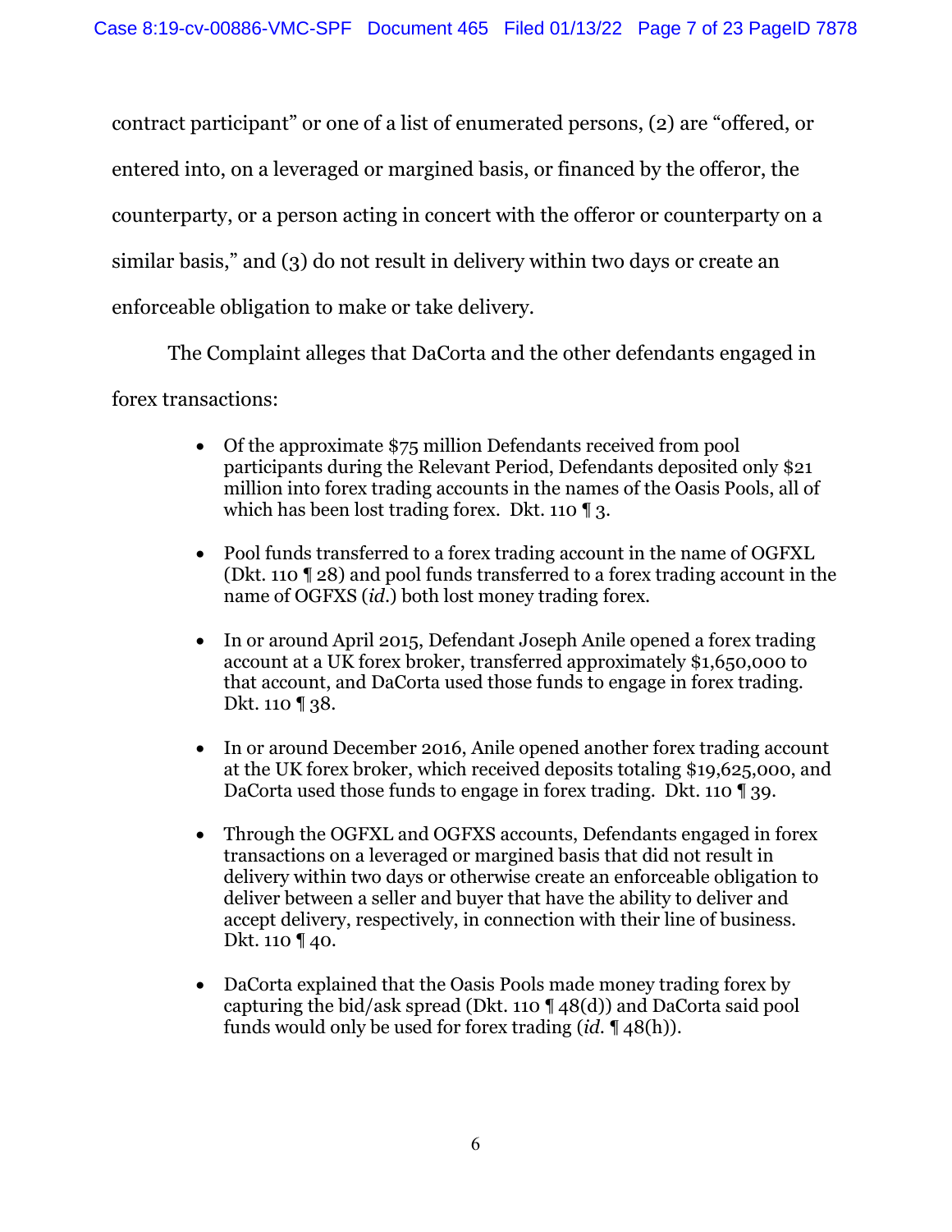contract participant" or one of a list of enumerated persons, (2) are "offered, or entered into, on a leveraged or margined basis, or financed by the offeror, the counterparty, or a person acting in concert with the offeror or counterparty on a similar basis," and (3) do not result in delivery within two days or create an enforceable obligation to make or take delivery.

The Complaint alleges that DaCorta and the other defendants engaged in forex transactions:

- Of the approximate $75 million Defendants received from pool participants during the Relevant Period, Defendants deposited only $21 million into forex trading accounts in the names of the Oasis Pools, all of which has been lost trading forex. Dkt. 110 ¶ 3.

- Pool funds transferred to a forex trading account in the name of OGFXL (Dkt. 110 ¶ 28) and pool funds transferred to a forex trading account in the name of OGFXS (*id.*) both lost money trading forex.

- In or around April 2015, Defendant Joseph Anile opened a forex trading account at a UK forex broker, transferred approximately $1,650,000 to that account, and DaCorta used those funds to engage in forex trading. Dkt. 110 ¶ 38.

- In or around December 2016, Anile opened another forex trading account at the UK forex broker, which received deposits totaling $19,625,000, and DaCorta used those funds to engage in forex trading. Dkt. 110 ¶ 39.

- Through the OGFXL and OGFXS accounts, Defendants engaged in forex transactions on a leveraged or margined basis that did not result in delivery within two days or otherwise create an enforceable obligation to deliver between a seller and buyer that have the ability to deliver and accept delivery, respectively, in connection with their line of business. Dkt. 110 ¶ 40.

- DaCorta explained that the Oasis Pools made money trading forex by capturing the bid/ask spread (Dkt. 110 ¶ 48(d)) and DaCorta said pool funds would only be used for forex trading (*id.* ¶ 48(h)).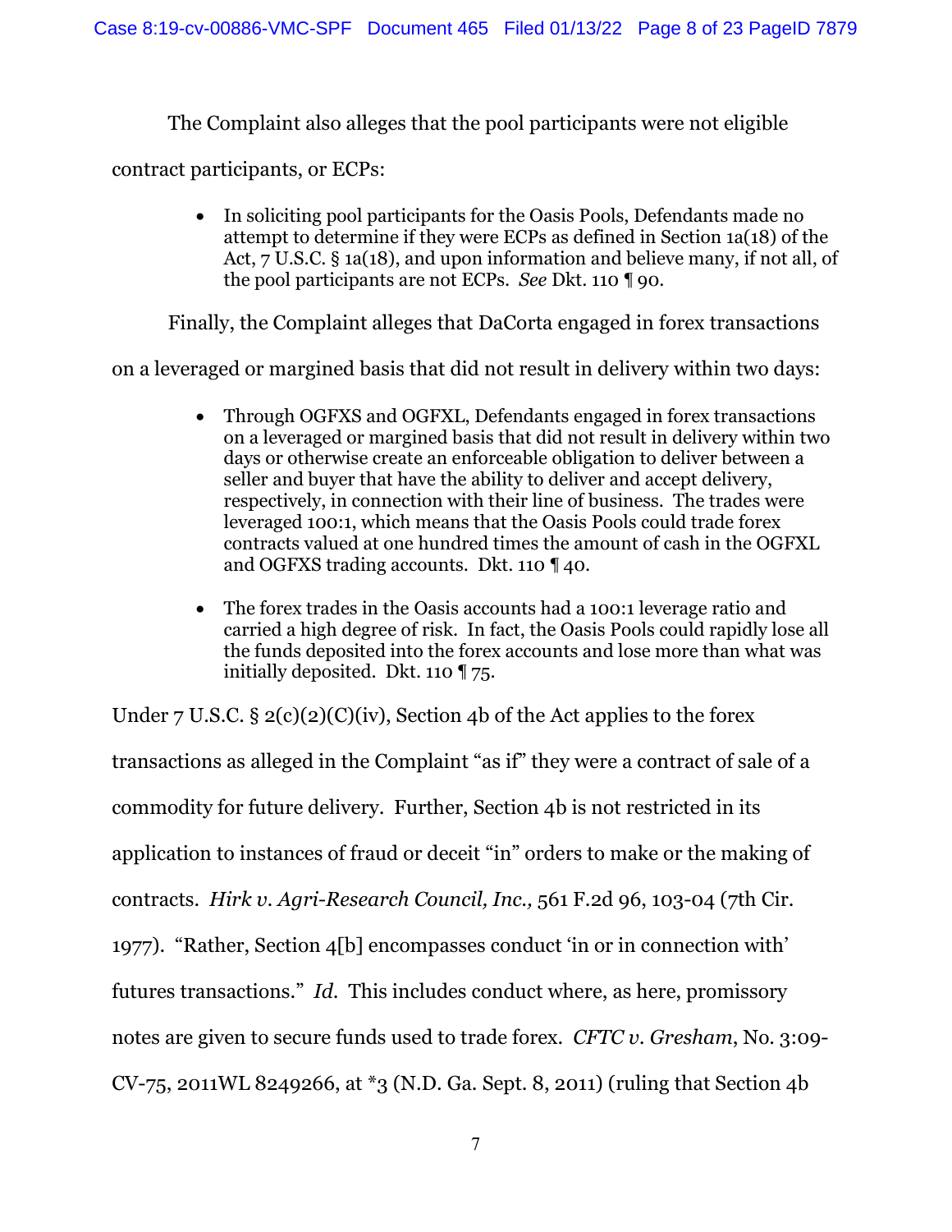The Complaint also alleges that the pool participants were not eligible contract participants, or ECPs:

- In soliciting pool participants for the Oasis Pools, Defendants made no attempt to determine if they were ECPs as defined in Section 1a(18) of the Act, 7 U.S.C. § 1a(18), and upon information and believe many, if not all, of the pool participants are not ECPs. *See* Dkt. 110 ¶ 90.

Finally, the Complaint alleges that DaCorta engaged in forex transactions on a leveraged or margined basis that did not result in delivery within two days:

- Through OGFXS and OGFXL, Defendants engaged in forex transactions on a leveraged or margined basis that did not result in delivery within two days or otherwise create an enforceable obligation to deliver between a seller and buyer that have the ability to deliver and accept delivery, respectively, in connection with their line of business. The trades were leveraged 100:1, which means that the Oasis Pools could trade forex contracts valued at one hundred times the amount of cash in the OGFXL and OGFXS trading accounts. Dkt. 110 ¶ 40.

- The forex trades in the Oasis accounts had a 100:1 leverage ratio and carried a high degree of risk. In fact, the Oasis Pools could rapidly lose all the funds deposited into the forex accounts and lose more than what was initially deposited. Dkt. 110 ¶ 75.

Under 7 U.S.C. § 2(c)(2)(C)(iv), Section 4b of the Act applies to the forex transactions as alleged in the Complaint "as if" they were a contract of sale of a commodity for future delivery. Further, Section 4b is not restricted in its application to instances of fraud or deceit "in" orders to make or the making of contracts. *Hirk v. Agri-Research Council, Inc.*, 561 F.2d 96, 103-04 (7th Cir. 1977). "Rather, Section 4[b] encompasses conduct 'in or in connection with' futures transactions." *Id.* This includes conduct where, as here, promissory notes are given to secure funds used to trade forex. *CFTC v. Gresham*, No. 3:09-CV-75, 2011WL 8249266, at *3 (N.D. Ga. Sept. 8, 2011) (ruling that Section 4b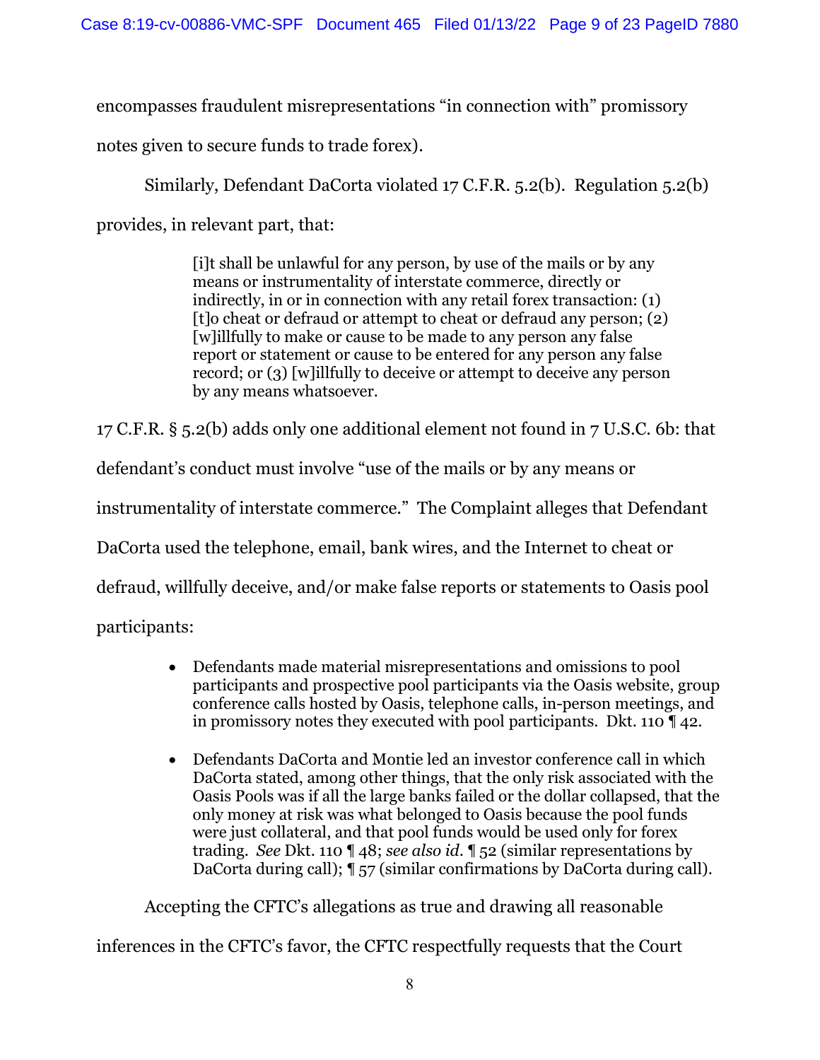encompasses fraudulent misrepresentations "in connection with" promissory notes given to secure funds to trade forex).

Similarly, Defendant DaCorta violated 17 C.F.R. 5.2(b). Regulation 5.2(b) provides, in relevant part, that:

> [i]t shall be unlawful for any person, by use of the mails or by any means or instrumentality of interstate commerce, directly or indirectly, in or in connection with any retail forex transaction: (1) [t]o cheat or defraud or attempt to cheat or defraud any person; (2) [w]illfully to make or cause to be made to any person any false report or statement or cause to be entered for any person any false record; or (3) [w]illfully to deceive or attempt to deceive any person by any means whatsoever.

17 C.F.R. § 5.2(b) adds only one additional element not found in 7 U.S.C. 6b: that defendant's conduct must involve "use of the mails or by any means or instrumentality of interstate commerce." The Complaint alleges that Defendant DaCorta used the telephone, email, bank wires, and the Internet to cheat or defraud, willfully deceive, and/or make false reports or statements to Oasis pool participants:

- Defendants made material misrepresentations and omissions to pool participants and prospective pool participants via the Oasis website, group conference calls hosted by Oasis, telephone calls, in-person meetings, and in promissory notes they executed with pool participants. Dkt. 110 ¶ 42.
- Defendants DaCorta and Montie led an investor conference call in which DaCorta stated, among other things, that the only risk associated with the Oasis Pools was if all the large banks failed or the dollar collapsed, that the only money at risk was what belonged to Oasis because the pool funds were just collateral, and that pool funds would be used only for forex trading. *See* Dkt. 110 ¶ 48; *see also id.* ¶ 52 (similar representations by DaCorta during call); ¶ 57 (similar confirmations by DaCorta during call).

Accepting the CFTC's allegations as true and drawing all reasonable inferences in the CFTC's favor, the CFTC respectfully requests that the Court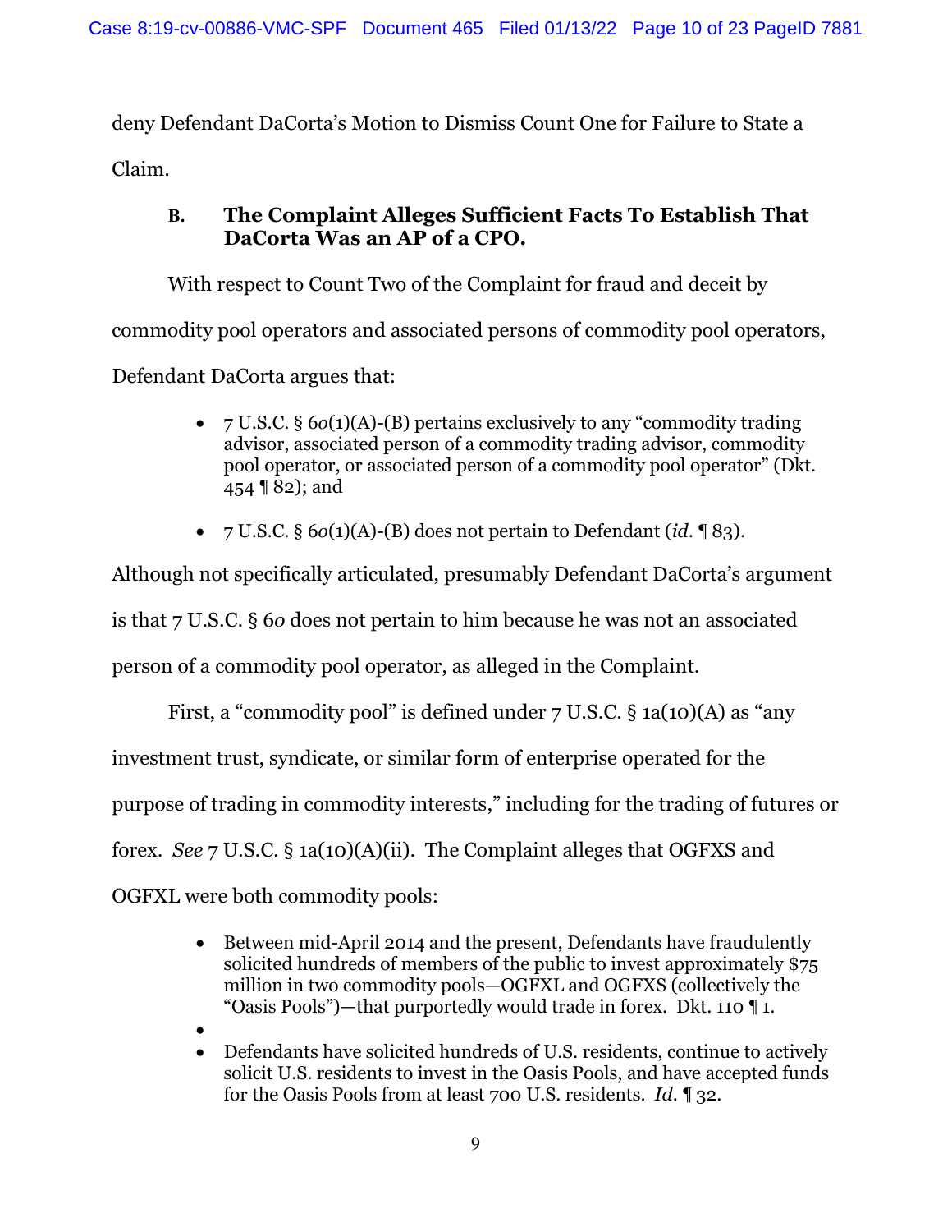deny Defendant DaCorta's Motion to Dismiss Count One for Failure to State a Claim.

### B. The Complaint Alleges Sufficient Facts To Establish That DaCorta Was an AP of a CPO.

With respect to Count Two of the Complaint for fraud and deceit by commodity pool operators and associated persons of commodity pool operators, Defendant DaCorta argues that:

- 7 U.S.C. § 6*o*(1)(A)-(B) pertains exclusively to any "commodity trading advisor, associated person of a commodity trading advisor, commodity pool operator, or associated person of a commodity pool operator" (Dkt. 454 ¶ 82); and
- 7 U.S.C. § 6*o*(1)(A)-(B) does not pertain to Defendant (*id.* ¶ 83).

Although not specifically articulated, presumably Defendant DaCorta's argument is that 7 U.S.C. § 6*o* does not pertain to him because he was not an associated person of a commodity pool operator, as alleged in the Complaint.

First, a "commodity pool" is defined under 7 U.S.C. § 1a(10)(A) as "any investment trust, syndicate, or similar form of enterprise operated for the purpose of trading in commodity interests," including for the trading of futures or forex. *See* 7 U.S.C. § 1a(10)(A)(ii). The Complaint alleges that OGFXS and OGFXL were both commodity pools:

- Between mid-April 2014 and the present, Defendants have fraudulently solicited hundreds of members of the public to invest approximately $75 million in two commodity pools—OGFXL and OGFXS (collectively the "Oasis Pools")—that purportedly would trade in forex. Dkt. 110 ¶ 1.
- Defendants have solicited hundreds of U.S. residents, continue to actively solicit U.S. residents to invest in the Oasis Pools, and have accepted funds for the Oasis Pools from at least 700 U.S. residents. *Id.* ¶ 32.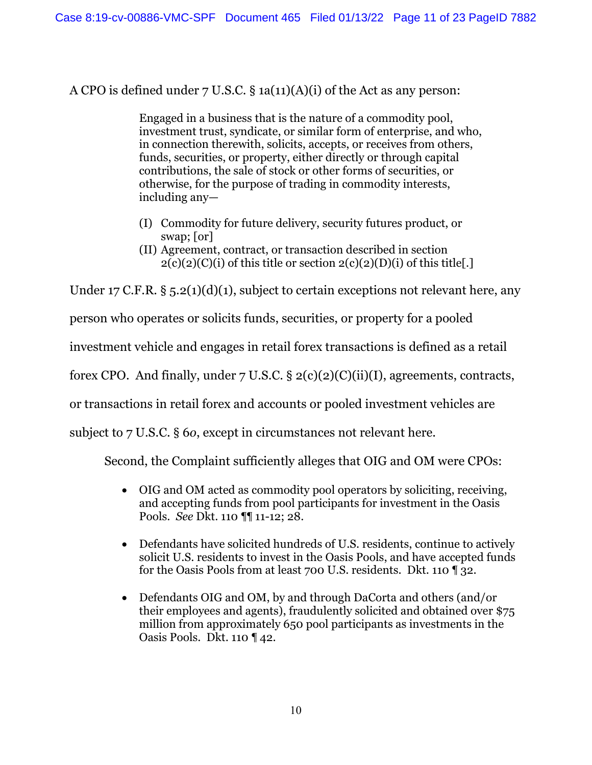A CPO is defined under 7 U.S.C. § 1a(11)(A)(i) of the Act as any person:

> Engaged in a business that is the nature of a commodity pool, investment trust, syndicate, or similar form of enterprise, and who, in connection therewith, solicits, accepts, or receives from others, funds, securities, or property, either directly or through capital contributions, the sale of stock or other forms of securities, or otherwise, for the purpose of trading in commodity interests, including any—
>
> (I) Commodity for future delivery, security futures product, or swap; [or]
> (II) Agreement, contract, or transaction described in section 2(c)(2)(C)(i) of this title or section 2(c)(2)(D)(i) of this title[.]

Under 17 C.F.R. § 5.2(1)(d)(1), subject to certain exceptions not relevant here, any person who operates or solicits funds, securities, or property for a pooled investment vehicle and engages in retail forex transactions is defined as a retail forex CPO. And finally, under 7 U.S.C. § 2(c)(2)(C)(ii)(I), agreements, contracts, or transactions in retail forex and accounts or pooled investment vehicles are subject to 7 U.S.C. § 6*o*, except in circumstances not relevant here.

Second, the Complaint sufficiently alleges that OIG and OM were CPOs:

- OIG and OM acted as commodity pool operators by soliciting, receiving, and accepting funds from pool participants for investment in the Oasis Pools. *See* Dkt. 110 ¶¶ 11-12; 28.

- Defendants have solicited hundreds of U.S. residents, continue to actively solicit U.S. residents to invest in the Oasis Pools, and have accepted funds for the Oasis Pools from at least 700 U.S. residents. Dkt. 110 ¶ 32.

- Defendants OIG and OM, by and through DaCorta and others (and/or their employees and agents), fraudulently solicited and obtained over $75 million from approximately 650 pool participants as investments in the Oasis Pools. Dkt. 110 ¶ 42.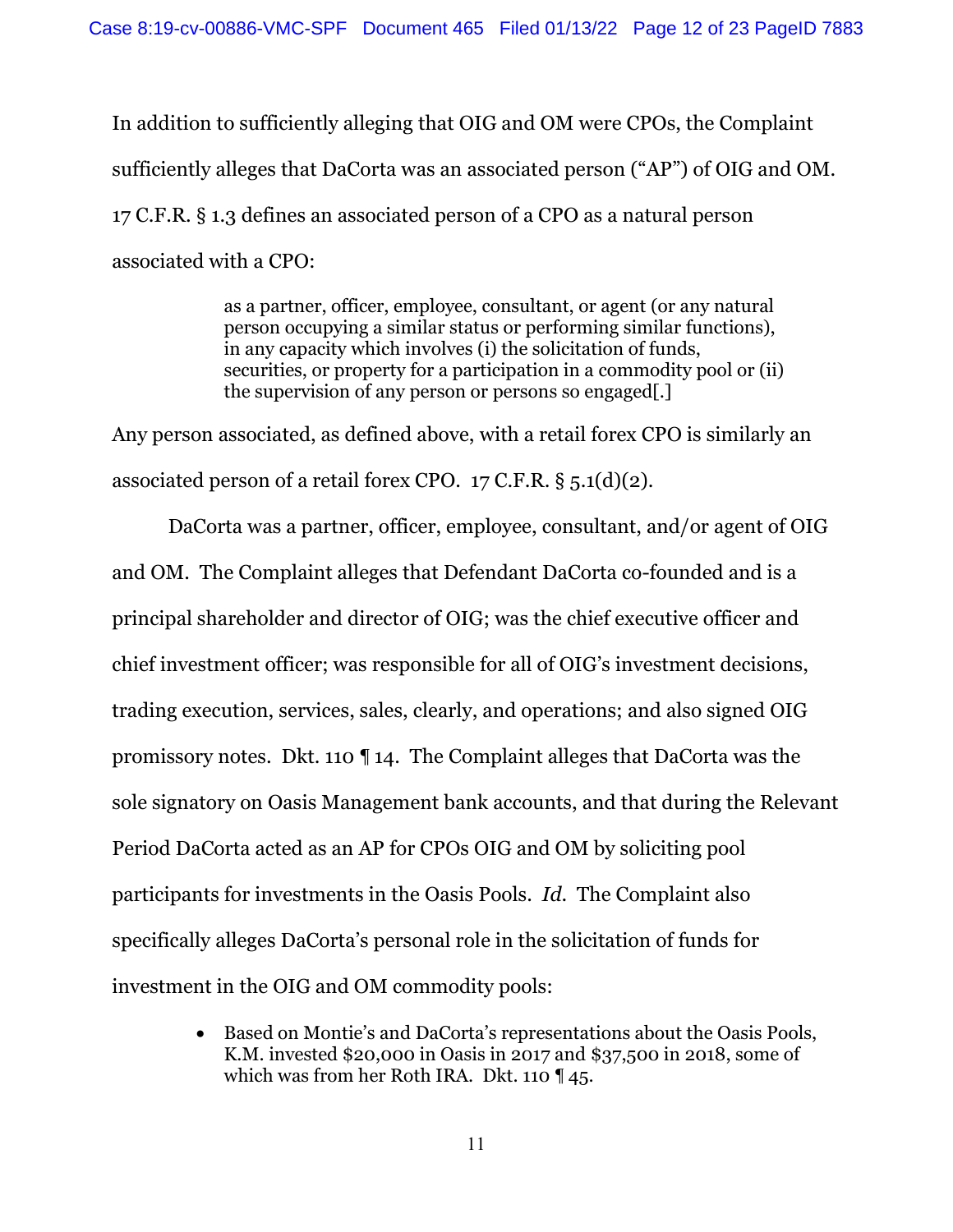In addition to sufficiently alleging that OIG and OM were CPOs, the Complaint sufficiently alleges that DaCorta was an associated person ("AP") of OIG and OM. 17 C.F.R. § 1.3 defines an associated person of a CPO as a natural person associated with a CPO:

> as a partner, officer, employee, consultant, or agent (or any natural person occupying a similar status or performing similar functions), in any capacity which involves (i) the solicitation of funds, securities, or property for a participation in a commodity pool or (ii) the supervision of any person or persons so engaged[.]

Any person associated, as defined above, with a retail forex CPO is similarly an associated person of a retail forex CPO. 17 C.F.R. § 5.1(d)(2).

DaCorta was a partner, officer, employee, consultant, and/or agent of OIG and OM. The Complaint alleges that Defendant DaCorta co-founded and is a principal shareholder and director of OIG; was the chief executive officer and chief investment officer; was responsible for all of OIG's investment decisions, trading execution, services, sales, clearly, and operations; and also signed OIG promissory notes. Dkt. 110 ¶ 14. The Complaint alleges that DaCorta was the sole signatory on Oasis Management bank accounts, and that during the Relevant Period DaCorta acted as an AP for CPOs OIG and OM by soliciting pool participants for investments in the Oasis Pools. *Id.* The Complaint also specifically alleges DaCorta's personal role in the solicitation of funds for investment in the OIG and OM commodity pools:

- Based on Montie's and DaCorta's representations about the Oasis Pools, K.M. invested $20,000 in Oasis in 2017 and $37,500 in 2018, some of which was from her Roth IRA. Dkt. 110 ¶ 45.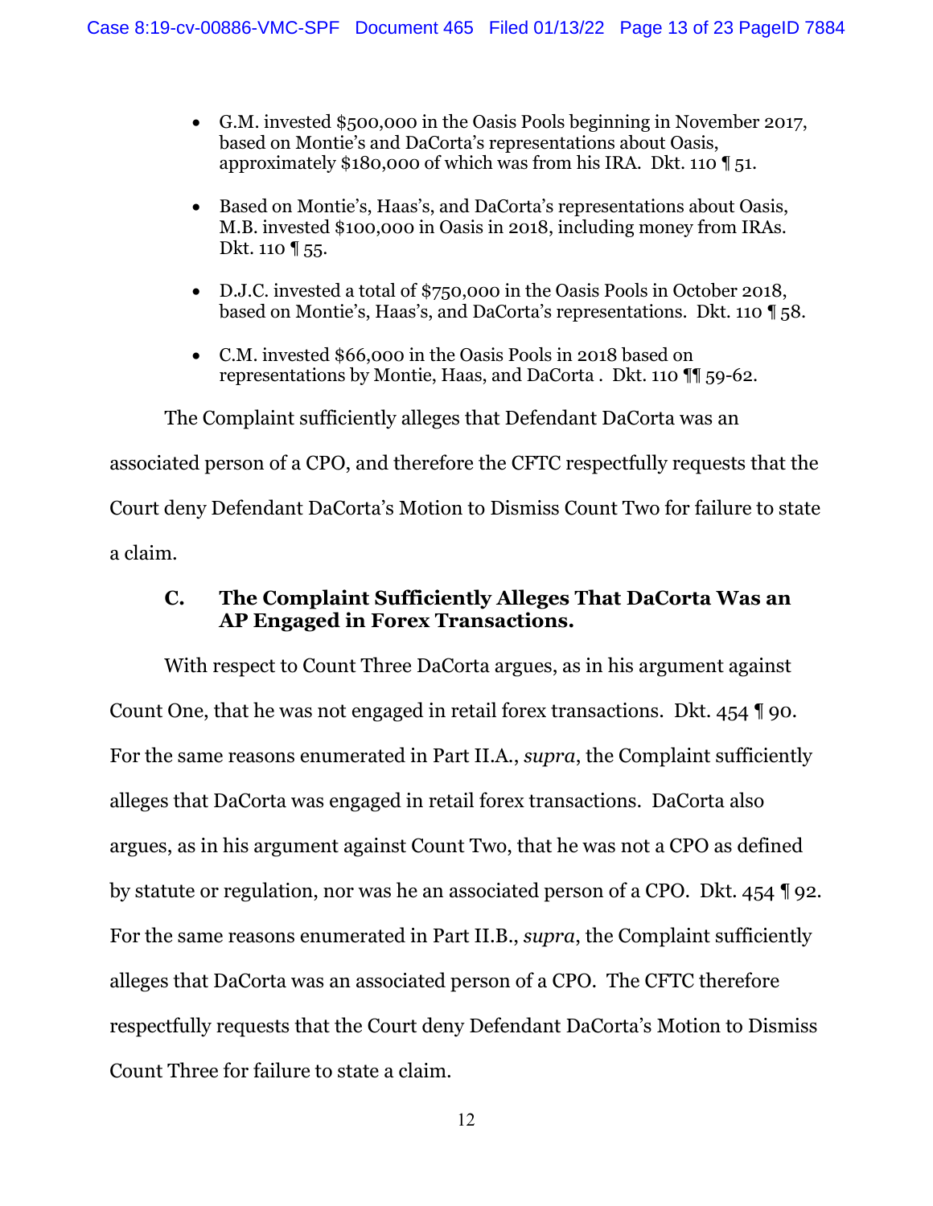- G.M. invested $500,000 in the Oasis Pools beginning in November 2017, based on Montie's and DaCorta's representations about Oasis, approximately $180,000 of which was from his IRA. Dkt. 110 ¶ 51.

- Based on Montie's, Haas's, and DaCorta's representations about Oasis, M.B. invested $100,000 in Oasis in 2018, including money from IRAs. Dkt. 110 ¶ 55.

- D.J.C. invested a total of $750,000 in the Oasis Pools in October 2018, based on Montie's, Haas's, and DaCorta's representations. Dkt. 110 ¶ 58.

- C.M. invested $66,000 in the Oasis Pools in 2018 based on representations by Montie, Haas, and DaCorta . Dkt. 110 ¶¶ 59-62.

The Complaint sufficiently alleges that Defendant DaCorta was an associated person of a CPO, and therefore the CFTC respectfully requests that the Court deny Defendant DaCorta's Motion to Dismiss Count Two for failure to state a claim.

### C. The Complaint Sufficiently Alleges That DaCorta Was an AP Engaged in Forex Transactions.

With respect to Count Three DaCorta argues, as in his argument against Count One, that he was not engaged in retail forex transactions. Dkt. 454 ¶ 90. For the same reasons enumerated in Part II.A., *supra*, the Complaint sufficiently alleges that DaCorta was engaged in retail forex transactions. DaCorta also argues, as in his argument against Count Two, that he was not a CPO as defined by statute or regulation, nor was he an associated person of a CPO. Dkt. 454 ¶ 92. For the same reasons enumerated in Part II.B., *supra*, the Complaint sufficiently alleges that DaCorta was an associated person of a CPO. The CFTC therefore respectfully requests that the Court deny Defendant DaCorta's Motion to Dismiss Count Three for failure to state a claim.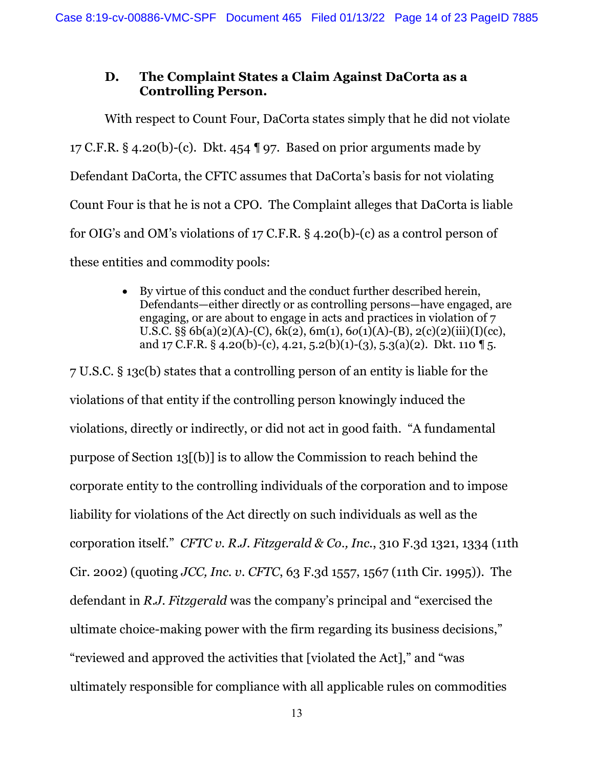### D. The Complaint States a Claim Against DaCorta as a Controlling Person.

With respect to Count Four, DaCorta states simply that he did not violate 17 C.F.R. § 4.20(b)-(c). Dkt. 454 ¶ 97. Based on prior arguments made by Defendant DaCorta, the CFTC assumes that DaCorta's basis for not violating Count Four is that he is not a CPO. The Complaint alleges that DaCorta is liable for OIG's and OM's violations of 17 C.F.R. § 4.20(b)-(c) as a control person of these entities and commodity pools:

- By virtue of this conduct and the conduct further described herein, Defendants—either directly or as controlling persons—have engaged, are engaging, or are about to engage in acts and practices in violation of 7 U.S.C. §§ 6b(a)(2)(A)-(C), 6k(2), 6m(1), 6*o*(1)(A)-(B), 2(c)(2)(iii)(I)(cc), and 17 C.F.R. § 4.20(b)-(c), 4.21, 5.2(b)(1)-(3), 5.3(a)(2). Dkt. 110 ¶ 5.

7 U.S.C. § 13c(b) states that a controlling person of an entity is liable for the violations of that entity if the controlling person knowingly induced the violations, directly or indirectly, or did not act in good faith. "A fundamental purpose of Section 13[(b)] is to allow the Commission to reach behind the corporate entity to the controlling individuals of the corporation and to impose liability for violations of the Act directly on such individuals as well as the corporation itself." *CFTC v. R.J. Fitzgerald & Co., Inc.*, 310 F.3d 1321, 1334 (11th Cir. 2002) (quoting *JCC, Inc. v. CFTC*, 63 F.3d 1557, 1567 (11th Cir. 1995)). The defendant in *R.J. Fitzgerald* was the company's principal and "exercised the ultimate choice-making power with the firm regarding its business decisions," "reviewed and approved the activities that [violated the Act]," and "was ultimately responsible for compliance with all applicable rules on commodities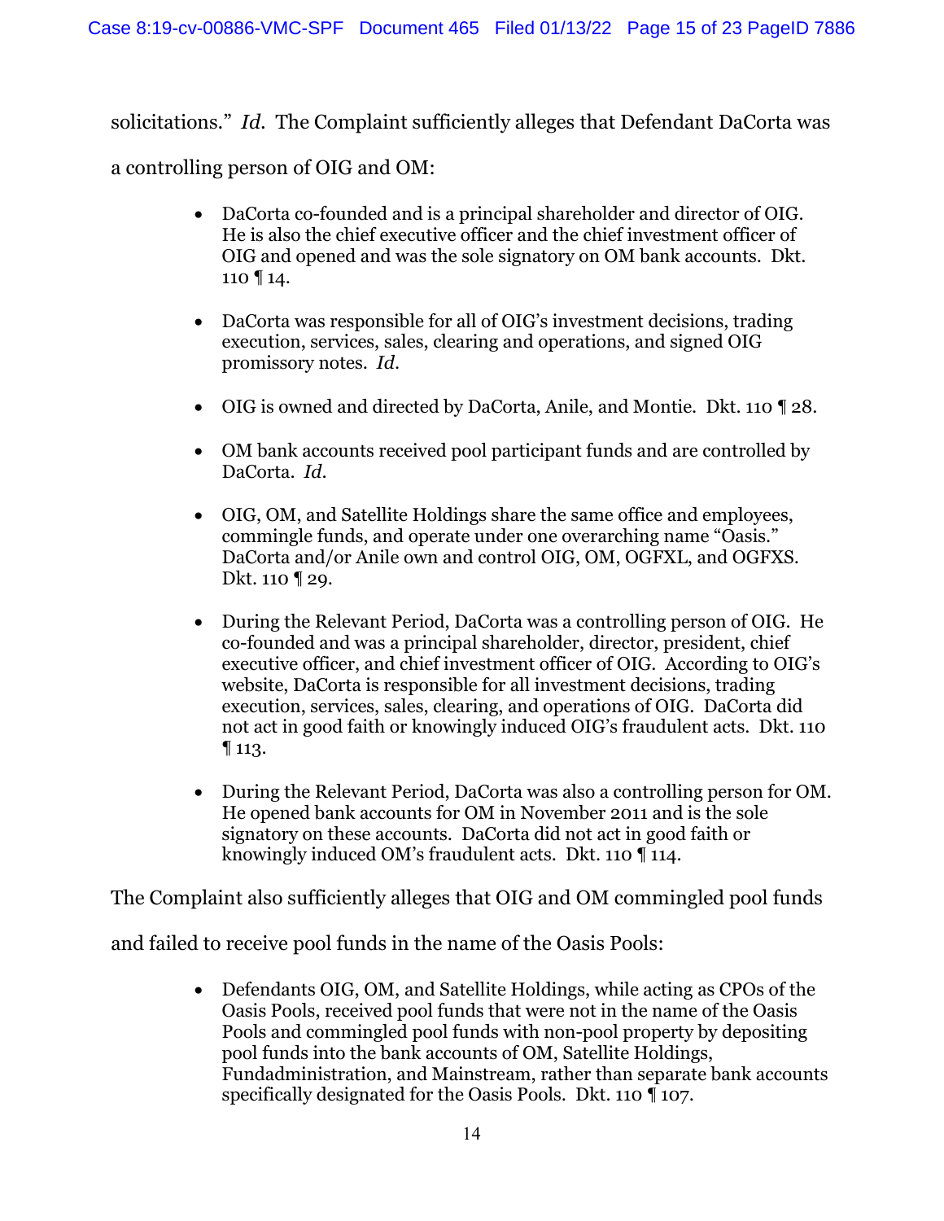solicitations." *Id.* The Complaint sufficiently alleges that Defendant DaCorta was a controlling person of OIG and OM:

- DaCorta co-founded and is a principal shareholder and director of OIG. He is also the chief executive officer and the chief investment officer of OIG and opened and was the sole signatory on OM bank accounts. Dkt. 110 ¶ 14.

- DaCorta was responsible for all of OIG's investment decisions, trading execution, services, sales, clearing and operations, and signed OIG promissory notes. *Id.*

- OIG is owned and directed by DaCorta, Anile, and Montie. Dkt. 110 ¶ 28.

- OM bank accounts received pool participant funds and are controlled by DaCorta. *Id.*

- OIG, OM, and Satellite Holdings share the same office and employees, commingle funds, and operate under one overarching name "Oasis." DaCorta and/or Anile own and control OIG, OM, OGFXL, and OGFXS. Dkt. 110 ¶ 29.

- During the Relevant Period, DaCorta was a controlling person of OIG. He co-founded and was a principal shareholder, director, president, chief executive officer, and chief investment officer of OIG. According to OIG's website, DaCorta is responsible for all investment decisions, trading execution, services, sales, clearing, and operations of OIG. DaCorta did not act in good faith or knowingly induced OIG's fraudulent acts. Dkt. 110 ¶ 113.

- During the Relevant Period, DaCorta was also a controlling person for OM. He opened bank accounts for OM in November 2011 and is the sole signatory on these accounts. DaCorta did not act in good faith or knowingly induced OM's fraudulent acts. Dkt. 110 ¶ 114.

The Complaint also sufficiently alleges that OIG and OM commingled pool funds and failed to receive pool funds in the name of the Oasis Pools:

- Defendants OIG, OM, and Satellite Holdings, while acting as CPOs of the Oasis Pools, received pool funds that were not in the name of the Oasis Pools and commingled pool funds with non-pool property by depositing pool funds into the bank accounts of OM, Satellite Holdings, Fundadministration, and Mainstream, rather than separate bank accounts specifically designated for the Oasis Pools. Dkt. 110 ¶ 107.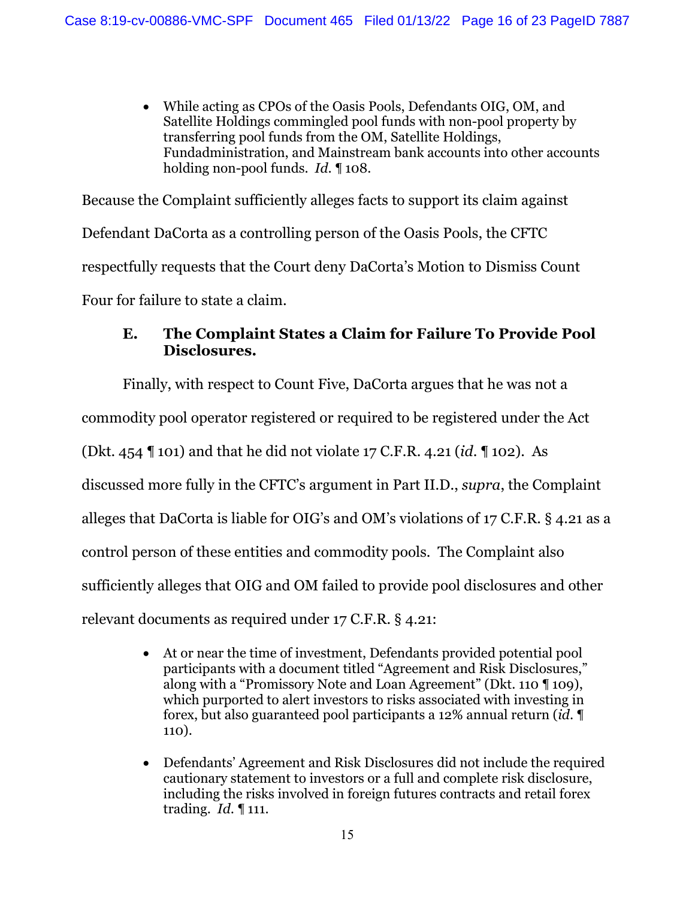- While acting as CPOs of the Oasis Pools, Defendants OIG, OM, and Satellite Holdings commingled pool funds with non-pool property by transferring pool funds from the OM, Satellite Holdings, Fundadministration, and Mainstream bank accounts into other accounts holding non-pool funds. *Id.* ¶ 108.

Because the Complaint sufficiently alleges facts to support its claim against Defendant DaCorta as a controlling person of the Oasis Pools, the CFTC respectfully requests that the Court deny DaCorta's Motion to Dismiss Count Four for failure to state a claim.

### E. The Complaint States a Claim for Failure To Provide Pool Disclosures.

Finally, with respect to Count Five, DaCorta argues that he was not a commodity pool operator registered or required to be registered under the Act (Dkt. 454 ¶ 101) and that he did not violate 17 C.F.R. 4.21 (*id.* ¶ 102). As discussed more fully in the CFTC's argument in Part II.D., *supra*, the Complaint alleges that DaCorta is liable for OIG's and OM's violations of 17 C.F.R. § 4.21 as a control person of these entities and commodity pools. The Complaint also sufficiently alleges that OIG and OM failed to provide pool disclosures and other relevant documents as required under 17 C.F.R. § 4.21:

- At or near the time of investment, Defendants provided potential pool participants with a document titled "Agreement and Risk Disclosures," along with a "Promissory Note and Loan Agreement" (Dkt. 110 ¶ 109), which purported to alert investors to risks associated with investing in forex, but also guaranteed pool participants a 12% annual return (*id.* ¶ 110).

- Defendants' Agreement and Risk Disclosures did not include the required cautionary statement to investors or a full and complete risk disclosure, including the risks involved in foreign futures contracts and retail forex trading. *Id.* ¶ 111.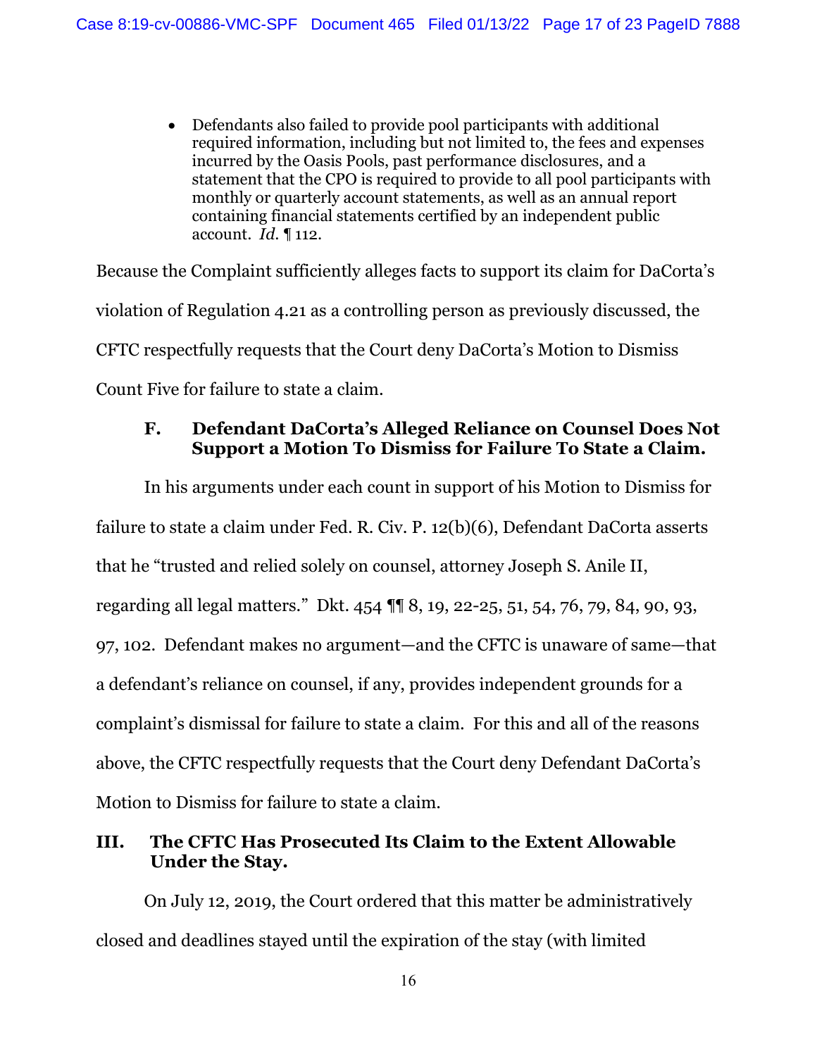- Defendants also failed to provide pool participants with additional required information, including but not limited to, the fees and expenses incurred by the Oasis Pools, past performance disclosures, and a statement that the CPO is required to provide to all pool participants with monthly or quarterly account statements, as well as an annual report containing financial statements certified by an independent public account. *Id.* ¶ 112.

Because the Complaint sufficiently alleges facts to support its claim for DaCorta's violation of Regulation 4.21 as a controlling person as previously discussed, the CFTC respectfully requests that the Court deny DaCorta's Motion to Dismiss Count Five for failure to state a claim.

### F. Defendant DaCorta's Alleged Reliance on Counsel Does Not Support a Motion To Dismiss for Failure To State a Claim.

In his arguments under each count in support of his Motion to Dismiss for failure to state a claim under Fed. R. Civ. P. 12(b)(6), Defendant DaCorta asserts that he "trusted and relied solely on counsel, attorney Joseph S. Anile II, regarding all legal matters." Dkt. 454 ¶¶ 8, 19, 22-25, 51, 54, 76, 79, 84, 90, 93, 97, 102. Defendant makes no argument—and the CFTC is unaware of same—that a defendant's reliance on counsel, if any, provides independent grounds for a complaint's dismissal for failure to state a claim. For this and all of the reasons above, the CFTC respectfully requests that the Court deny Defendant DaCorta's Motion to Dismiss for failure to state a claim.

## III. The CFTC Has Prosecuted Its Claim to the Extent Allowable Under the Stay.

On July 12, 2019, the Court ordered that this matter be administratively closed and deadlines stayed until the expiration of the stay (with limited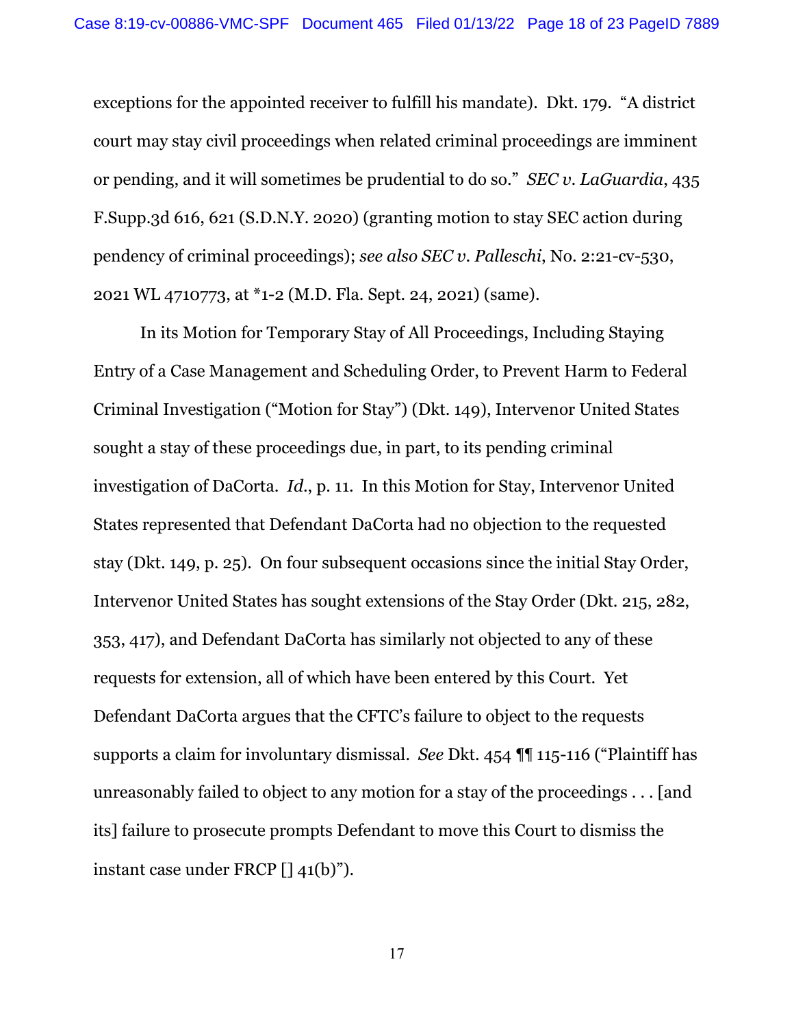exceptions for the appointed receiver to fulfill his mandate). Dkt. 179. "A district court may stay civil proceedings when related criminal proceedings are imminent or pending, and it will sometimes be prudential to do so." *SEC v. LaGuardia*, 435 F.Supp.3d 616, 621 (S.D.N.Y. 2020) (granting motion to stay SEC action during pendency of criminal proceedings); *see also SEC v. Palleschi*, No. 2:21-cv-530, 2021 WL 4710773, at *1-2 (M.D. Fla. Sept. 24, 2021) (same).

In its Motion for Temporary Stay of All Proceedings, Including Staying Entry of a Case Management and Scheduling Order, to Prevent Harm to Federal Criminal Investigation ("Motion for Stay") (Dkt. 149), Intervenor United States sought a stay of these proceedings due, in part, to its pending criminal investigation of DaCorta. *Id.*, p. 11. In this Motion for Stay, Intervenor United States represented that Defendant DaCorta had no objection to the requested stay (Dkt. 149, p. 25). On four subsequent occasions since the initial Stay Order, Intervenor United States has sought extensions of the Stay Order (Dkt. 215, 282, 353, 417), and Defendant DaCorta has similarly not objected to any of these requests for extension, all of which have been entered by this Court. Yet Defendant DaCorta argues that the CFTC's failure to object to the requests supports a claim for involuntary dismissal. *See* Dkt. 454 ¶¶ 115-116 ("Plaintiff has unreasonably failed to object to any motion for a stay of the proceedings . . . [and its] failure to prosecute prompts Defendant to move this Court to dismiss the instant case under FRCP [] 41(b)").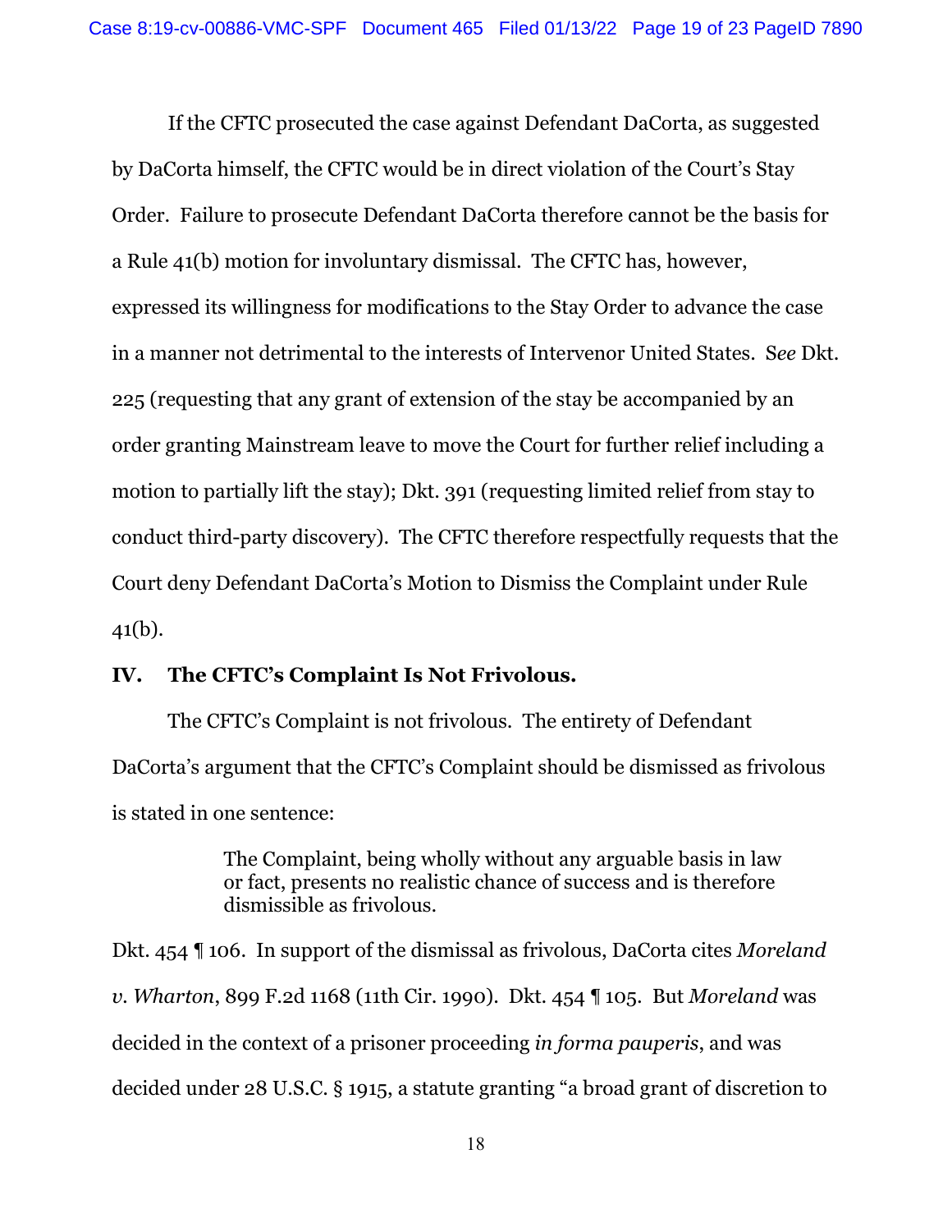If the CFTC prosecuted the case against Defendant DaCorta, as suggested by DaCorta himself, the CFTC would be in direct violation of the Court's Stay Order. Failure to prosecute Defendant DaCorta therefore cannot be the basis for a Rule 41(b) motion for involuntary dismissal. The CFTC has, however, expressed its willingness for modifications to the Stay Order to advance the case in a manner not detrimental to the interests of Intervenor United States. S*ee* Dkt. 225 (requesting that any grant of extension of the stay be accompanied by an order granting Mainstream leave to move the Court for further relief including a motion to partially lift the stay); Dkt. 391 (requesting limited relief from stay to conduct third-party discovery). The CFTC therefore respectfully requests that the Court deny Defendant DaCorta's Motion to Dismiss the Complaint under Rule 41(b).

## IV. The CFTC's Complaint Is Not Frivolous.

The CFTC's Complaint is not frivolous. The entirety of Defendant DaCorta's argument that the CFTC's Complaint should be dismissed as frivolous is stated in one sentence:

> The Complaint, being wholly without any arguable basis in law or fact, presents no realistic chance of success and is therefore dismissible as frivolous.

Dkt. 454 ¶ 106. In support of the dismissal as frivolous, DaCorta cites *Moreland v. Wharton*, 899 F.2d 1168 (11th Cir. 1990). Dkt. 454 ¶ 105. But *Moreland* was decided in the context of a prisoner proceeding *in forma pauperis*, and was decided under 28 U.S.C. § 1915, a statute granting "a broad grant of discretion to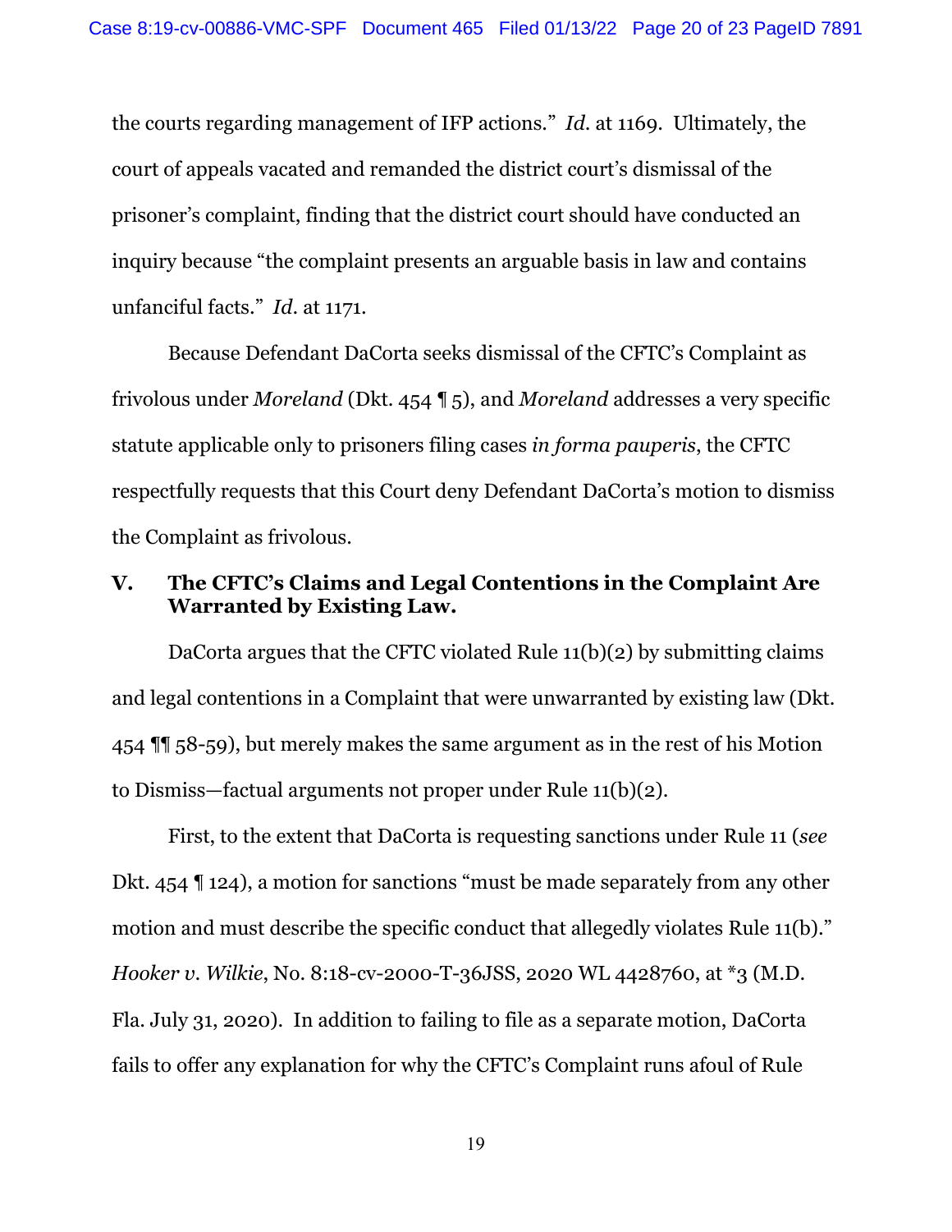the courts regarding management of IFP actions." *Id.* at 1169. Ultimately, the court of appeals vacated and remanded the district court's dismissal of the prisoner's complaint, finding that the district court should have conducted an inquiry because "the complaint presents an arguable basis in law and contains unfanciful facts." *Id.* at 1171.

Because Defendant DaCorta seeks dismissal of the CFTC's Complaint as frivolous under *Moreland* (Dkt. 454 ¶ 5), and *Moreland* addresses a very specific statute applicable only to prisoners filing cases *in forma pauperis*, the CFTC respectfully requests that this Court deny Defendant DaCorta's motion to dismiss the Complaint as frivolous.

## V. The CFTC's Claims and Legal Contentions in the Complaint Are Warranted by Existing Law.

DaCorta argues that the CFTC violated Rule 11(b)(2) by submitting claims and legal contentions in a Complaint that were unwarranted by existing law (Dkt. 454 ¶¶ 58-59), but merely makes the same argument as in the rest of his Motion to Dismiss—factual arguments not proper under Rule 11(b)(2).

First, to the extent that DaCorta is requesting sanctions under Rule 11 (*see* Dkt. 454 ¶ 124), a motion for sanctions "must be made separately from any other motion and must describe the specific conduct that allegedly violates Rule 11(b)." *Hooker v. Wilkie*, No. 8:18-cv-2000-T-36JSS, 2020 WL 4428760, at *3 (M.D. Fla. July 31, 2020). In addition to failing to file as a separate motion, DaCorta fails to offer any explanation for why the CFTC's Complaint runs afoul of Rule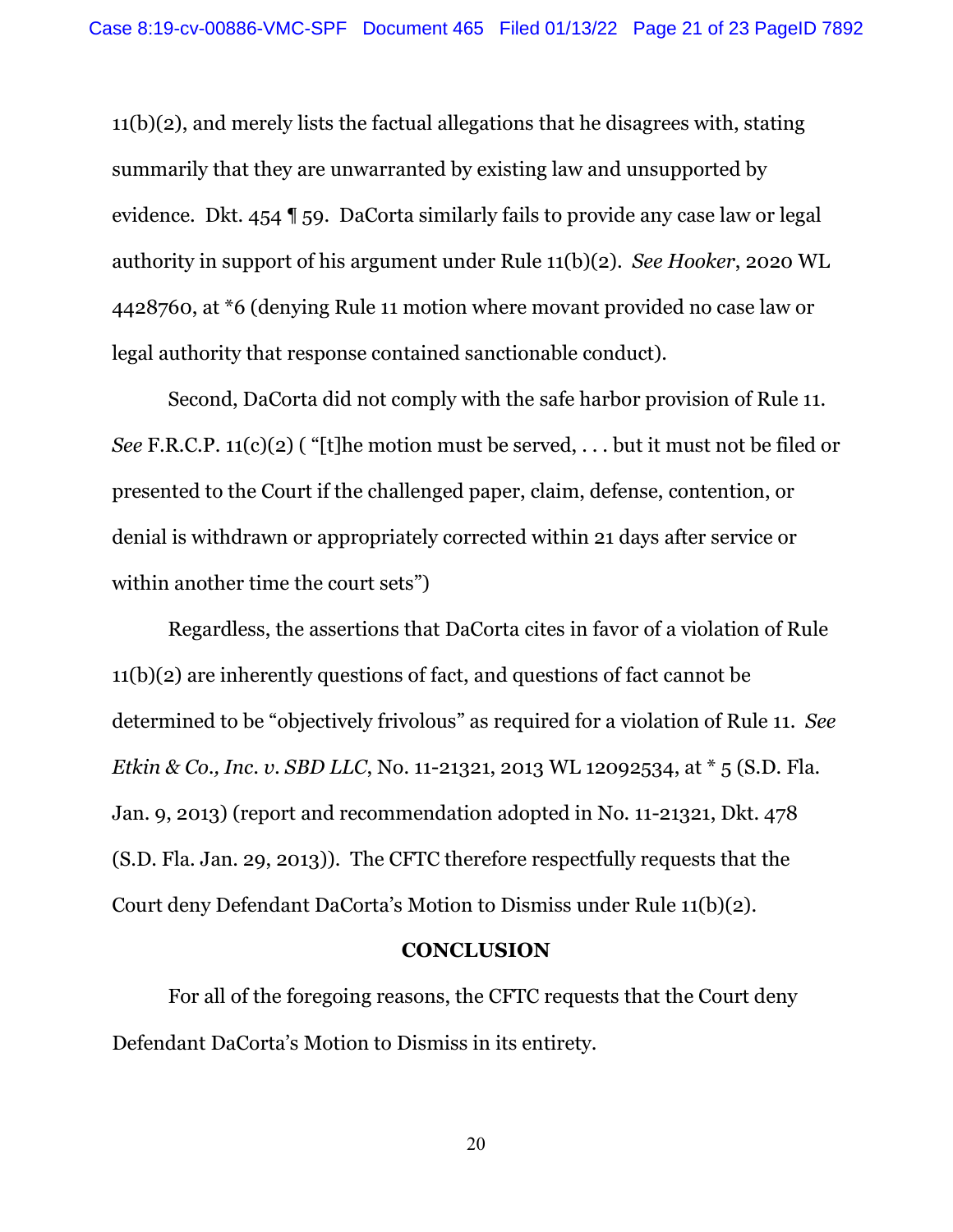11(b)(2), and merely lists the factual allegations that he disagrees with, stating summarily that they are unwarranted by existing law and unsupported by evidence. Dkt. 454 ¶ 59. DaCorta similarly fails to provide any case law or legal authority in support of his argument under Rule 11(b)(2). *See Hooker*, 2020 WL 4428760, at *6 (denying Rule 11 motion where movant provided no case law or legal authority that response contained sanctionable conduct).

Second, DaCorta did not comply with the safe harbor provision of Rule 11. *See* F.R.C.P. 11(c)(2) ( "[t]he motion must be served, . . . but it must not be filed or presented to the Court if the challenged paper, claim, defense, contention, or denial is withdrawn or appropriately corrected within 21 days after service or within another time the court sets")

Regardless, the assertions that DaCorta cites in favor of a violation of Rule 11(b)(2) are inherently questions of fact, and questions of fact cannot be determined to be "objectively frivolous" as required for a violation of Rule 11. *See Etkin & Co., Inc. v. SBD LLC*, No. 11-21321, 2013 WL 12092534, at * 5 (S.D. Fla. Jan. 9, 2013) (report and recommendation adopted in No. 11-21321, Dkt. 478 (S.D. Fla. Jan. 29, 2013)). The CFTC therefore respectfully requests that the Court deny Defendant DaCorta's Motion to Dismiss under Rule 11(b)(2).

## CONCLUSION

For all of the foregoing reasons, the CFTC requests that the Court deny Defendant DaCorta's Motion to Dismiss in its entirety.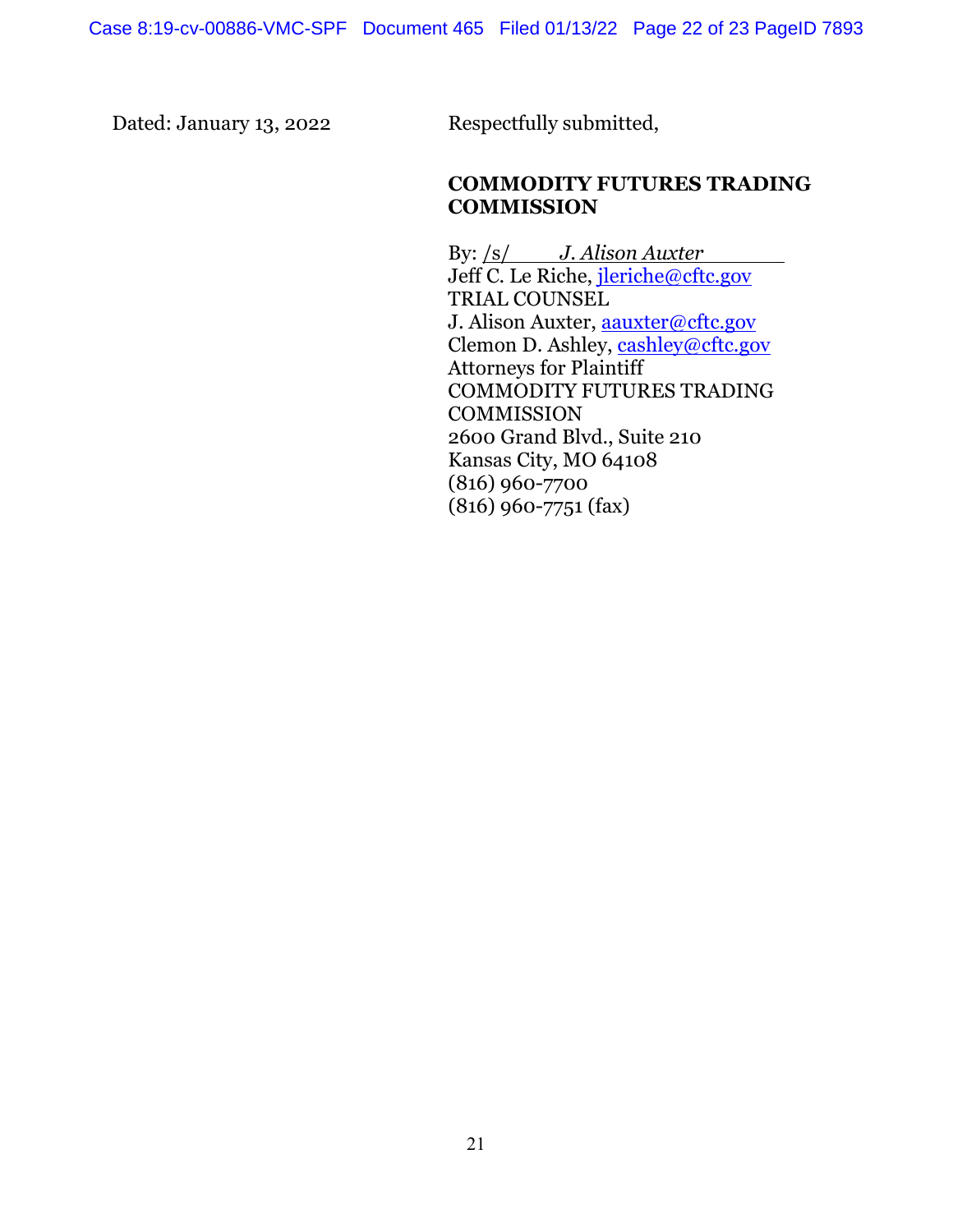Dated: January 13, 2022

Respectfully submitted,

**COMMODITY FUTURES TRADING COMMISSION**

By: /s/ *J. Alison Auxter*  
Jeff C. Le Riche, jleriche@cftc.gov  
TRIAL COUNSEL  
J. Alison Auxter, aauxter@cftc.gov  
Clemon D. Ashley, cashley@cftc.gov  
Attorneys for Plaintiff  
COMMODITY FUTURES TRADING COMMISSION  
2600 Grand Blvd., Suite 210  
Kansas City, MO 64108  
(816) 960-7700  
(816) 960-7751 (fax)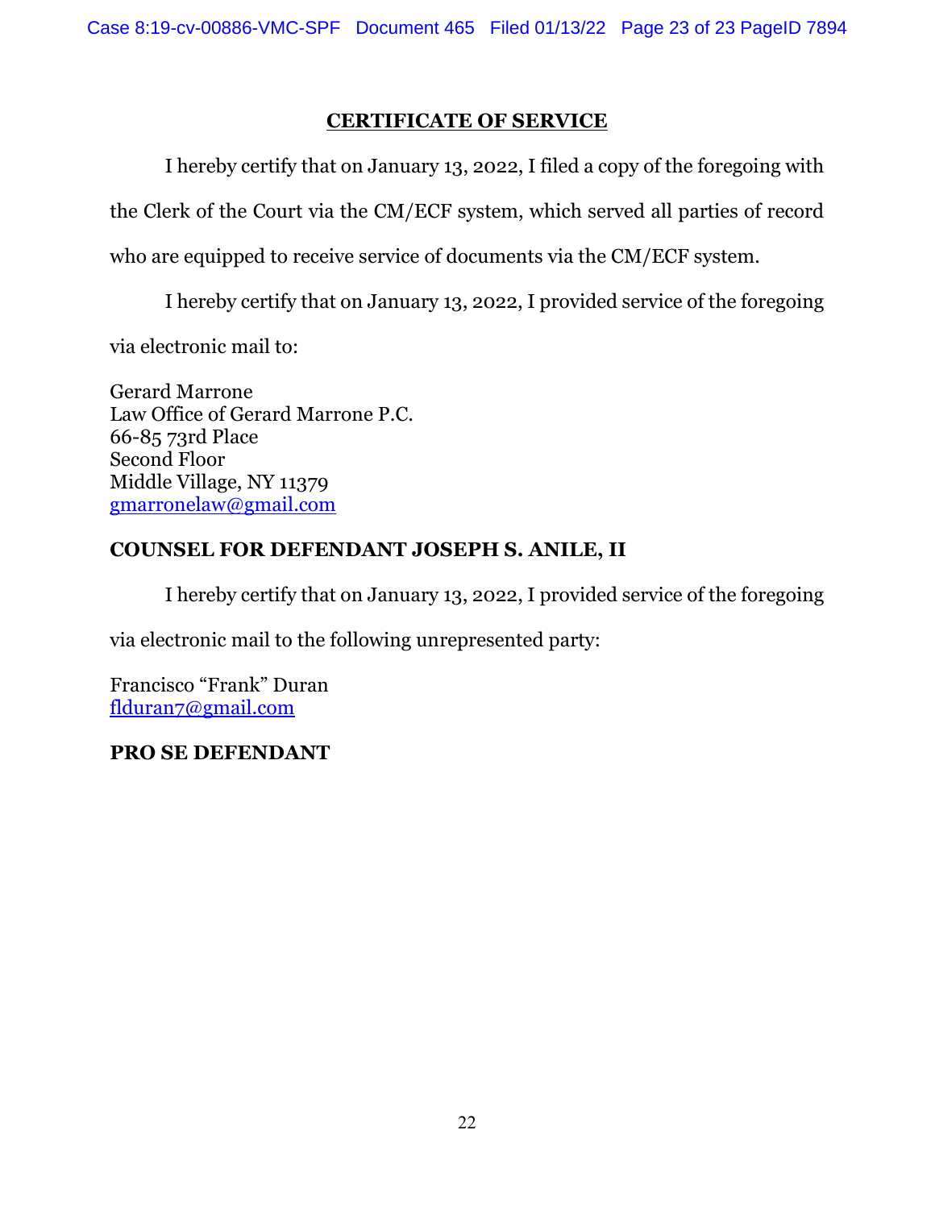## CERTIFICATE OF SERVICE

I hereby certify that on January 13, 2022, I filed a copy of the foregoing with the Clerk of the Court via the CM/ECF system, which served all parties of record who are equipped to receive service of documents via the CM/ECF system.

I hereby certify that on January 13, 2022, I provided service of the foregoing via electronic mail to:

Gerard Marrone
Law Office of Gerard Marrone P.C.
66-85 73rd Place
Second Floor
Middle Village, NY 11379
gmarronelaw@gmail.com

**COUNSEL FOR DEFENDANT JOSEPH S. ANILE, II**

I hereby certify that on January 13, 2022, I provided service of the foregoing via electronic mail to the following unrepresented party:

Francisco "Frank" Duran
flduran7@gmail.com

**PRO SE DEFENDANT**